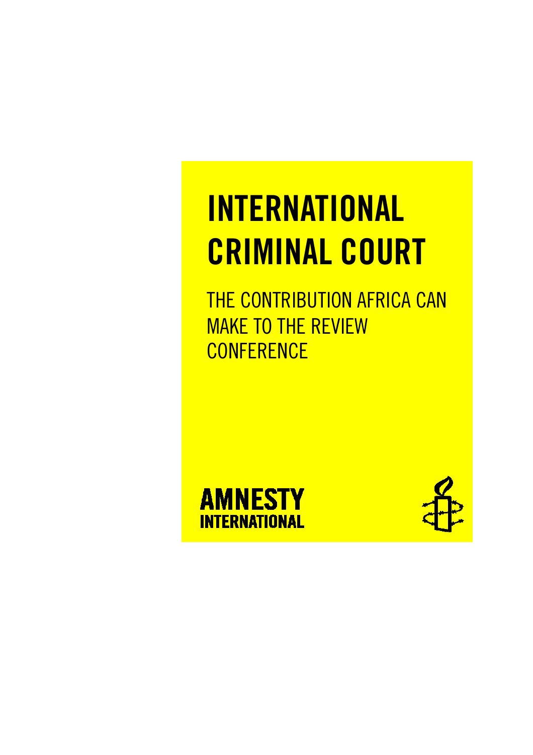# INTERNATIONAL CRIMINAL COURT

## THE CONTRIBUTION AFRICA CAN MAKE TO THE REVIEW CONFERENCE

AMNESTY INTERNATIONAL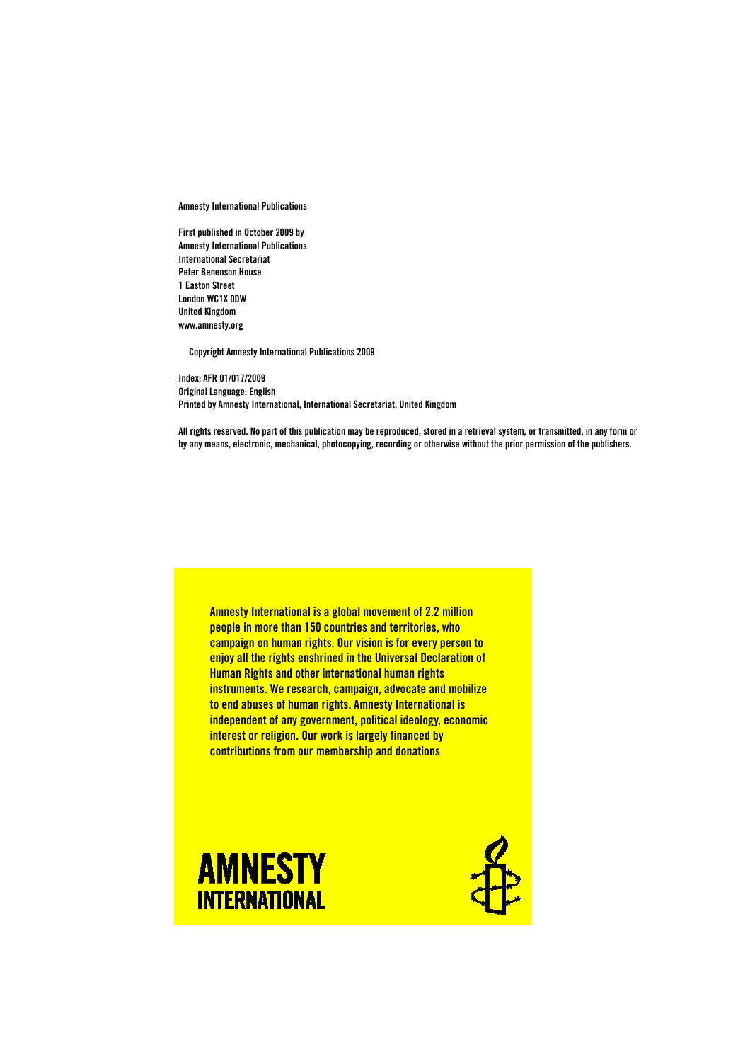Amnesty International Publications

First published in October 2009 by
Amnesty International Publications
International Secretariat
Peter Benenson House
1 Easton Street
London WC1X 0DW
United Kingdom
www.amnesty.org

Copyright Amnesty International Publications 2009

Index: AFR 01/017/2009
Original Language: English
Printed by Amnesty International, International Secretariat, United Kingdom

All rights reserved. No part of this publication may be reproduced, stored in a retrieval system, or transmitted, in any form or by any means, electronic, mechanical, photocopying, recording or otherwise without the prior permission of the publishers.

**Amnesty International is a global movement of 2.2 million people in more than 150 countries and territories, who campaign on human rights. Our vision is for every person to enjoy all the rights enshrined in the Universal Declaration of Human Rights and other international human rights instruments. We research, campaign, advocate and mobilize to end abuses of human rights. Amnesty International is independent of any government, political ideology, economic interest or religion. Our work is largely financed by contributions from our membership and donations**

AMNESTY INTERNATIONAL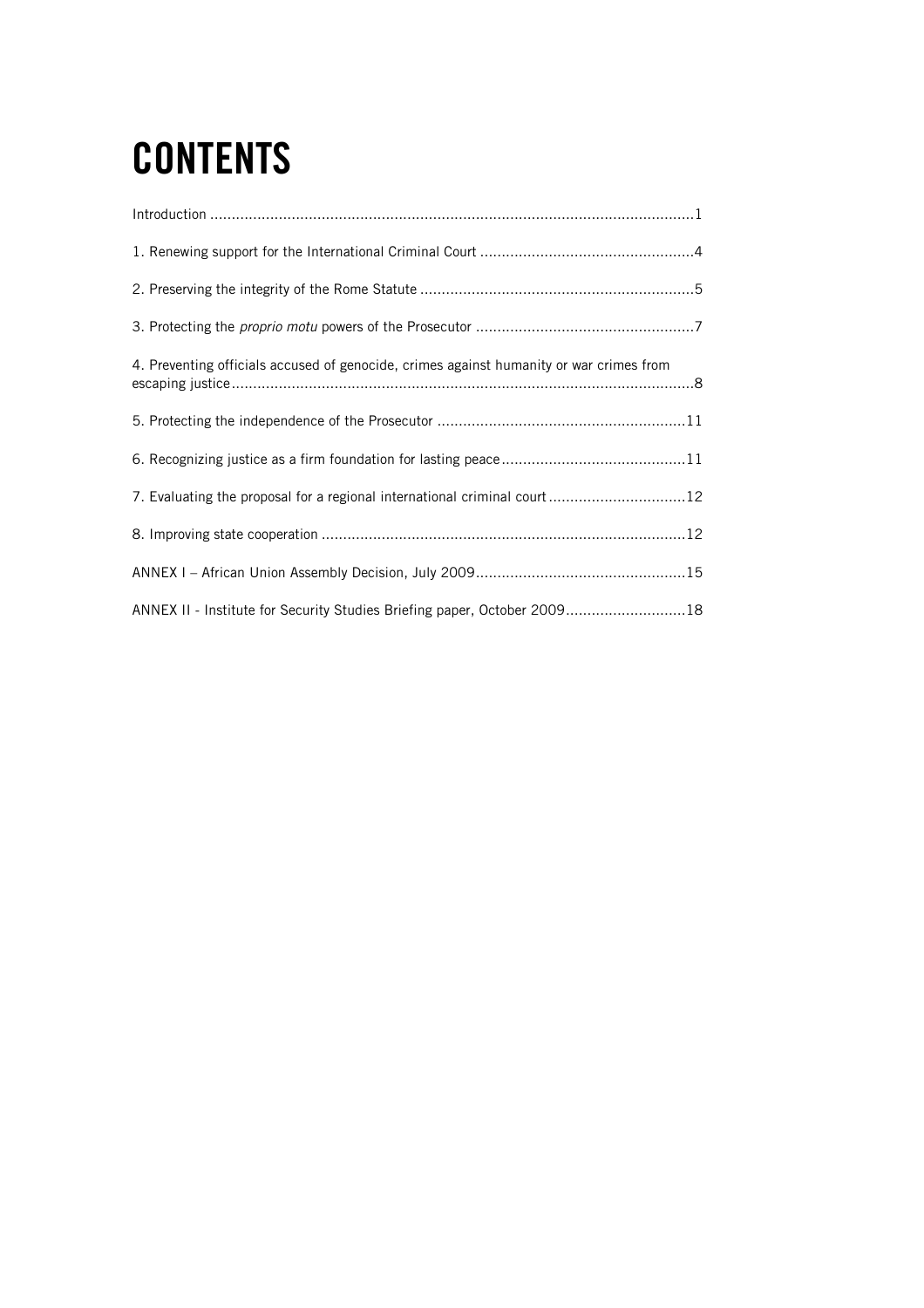# CONTENTS

Introduction ....................................................................................................................1

1. Renewing support for the International Criminal Court ..................................................4

2. Preserving the integrity of the Rome Statute ................................................................5

3. Protecting the *proprio motu* powers of the Prosecutor ...................................................7

4. Preventing officials accused of genocide, crimes against humanity or war crimes from escaping justice.............................................................................................................8

5. Protecting the independence of the Prosecutor ..........................................................11

6. Recognizing justice as a firm foundation for lasting peace...........................................11

7. Evaluating the proposal for a regional international criminal court ................................12

8. Improving state cooperation ....................................................................................12

ANNEX I – African Union Assembly Decision, July 2009.................................................15

ANNEX II - Institute for Security Studies Briefing paper, October 2009............................18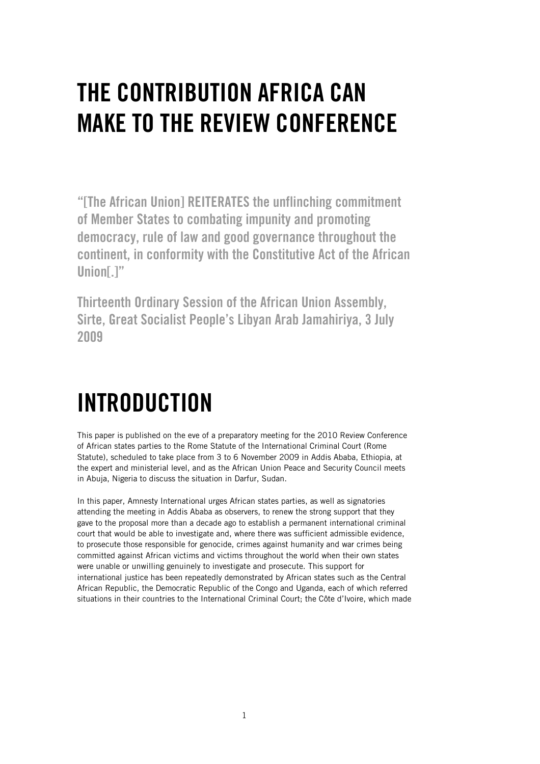# THE CONTRIBUTION AFRICA CAN MAKE TO THE REVIEW CONFERENCE

**"[The African Union] REITERATES the unflinching commitment of Member States to combating impunity and promoting democracy, rule of law and good governance throughout the continent, in conformity with the Constitutive Act of the African Union[.]"**

**Thirteenth Ordinary Session of the African Union Assembly, Sirte, Great Socialist People's Libyan Arab Jamahiriya, 3 July 2009**

# INTRODUCTION

This paper is published on the eve of a preparatory meeting for the 2010 Review Conference of African states parties to the Rome Statute of the International Criminal Court (Rome Statute), scheduled to take place from 3 to 6 November 2009 in Addis Ababa, Ethiopia, at the expert and ministerial level, and as the African Union Peace and Security Council meets in Abuja, Nigeria to discuss the situation in Darfur, Sudan.

In this paper, Amnesty International urges African states parties, as well as signatories attending the meeting in Addis Ababa as observers, to renew the strong support that they gave to the proposal more than a decade ago to establish a permanent international criminal court that would be able to investigate and, where there was sufficient admissible evidence, to prosecute those responsible for genocide, crimes against humanity and war crimes being committed against African victims and victims throughout the world when their own states were unable or unwilling genuinely to investigate and prosecute. This support for international justice has been repeatedly demonstrated by African states such as the Central African Republic, the Democratic Republic of the Congo and Uganda, each of which referred situations in their countries to the International Criminal Court; the Côte d'Ivoire, which made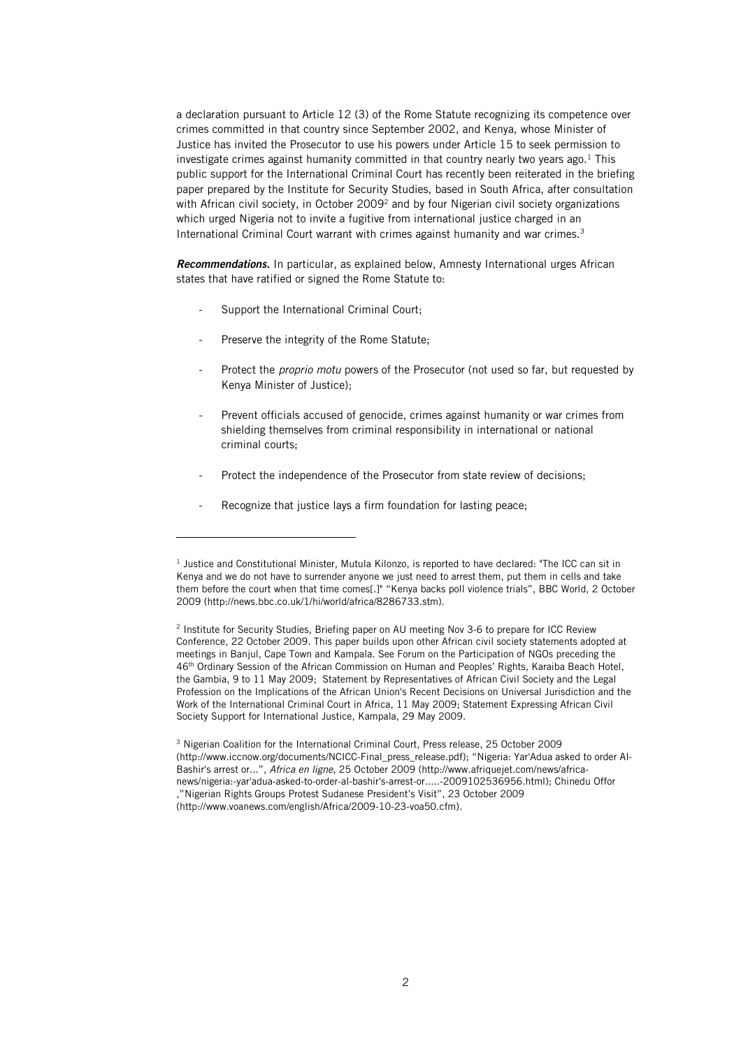a declaration pursuant to Article 12 (3) of the Rome Statute recognizing its competence over crimes committed in that country since September 2002, and Kenya, whose Minister of Justice has invited the Prosecutor to use his powers under Article 15 to seek permission to investigate crimes against humanity committed in that country nearly two years ago.[1] This public support for the International Criminal Court has recently been reiterated in the briefing paper prepared by the Institute for Security Studies, based in South Africa, after consultation with African civil society, in October 2009[2] and by four Nigerian civil society organizations which urged Nigeria not to invite a fugitive from international justice charged in an International Criminal Court warrant with crimes against humanity and war crimes.[3]

***Recommendations.*** In particular, as explained below, Amnesty International urges African states that have ratified or signed the Rome Statute to:

- Support the International Criminal Court;
- Preserve the integrity of the Rome Statute;
- Protect the *proprio motu* powers of the Prosecutor (not used so far, but requested by Kenya Minister of Justice);
- Prevent officials accused of genocide, crimes against humanity or war crimes from shielding themselves from criminal responsibility in international or national criminal courts;
- Protect the independence of the Prosecutor from state review of decisions;
- Recognize that justice lays a firm foundation for lasting peace;

---

[1] Justice and Constitutional Minister, Mutula Kilonzo, is reported to have declared: "The ICC can sit in Kenya and we do not have to surrender anyone we just need to arrest them, put them in cells and take them before the court when that time comes[.]" "Kenya backs poll violence trials", BBC World, 2 October 2009 (http://news.bbc.co.uk/1/hi/world/africa/8286733.stm).

[2] Institute for Security Studies, Briefing paper on AU meeting Nov 3-6 to prepare for ICC Review Conference, 22 October 2009. This paper builds upon other African civil society statements adopted at meetings in Banjul, Cape Town and Kampala. See Forum on the Participation of NGOs preceding the 46th Ordinary Session of the African Commission on Human and Peoples' Rights, Karaiba Beach Hotel, the Gambia, 9 to 11 May 2009; Statement by Representatives of African Civil Society and the Legal Profession on the Implications of the African Union's Recent Decisions on Universal Jurisdiction and the Work of the International Criminal Court in Africa, 11 May 2009; Statement Expressing African Civil Society Support for International Justice, Kampala, 29 May 2009.

[3] Nigerian Coalition for the International Criminal Court, Press release, 25 October 2009 (http://www.iccnow.org/documents/NCICC-Final_press_release.pdf); "Nigeria: Yar'Adua asked to order Al-Bashir's arrest or...", *Africa en ligne*, 25 October 2009 (http://www.afriquejet.com/news/africa-news/nigeria:-yar'adua-asked-to-order-al-bashir's-arrest-or.....-2009102536956.html); Chinedu Offor ,"Nigerian Rights Groups Protest Sudanese President's Visit", 23 October 2009 (http://www.voanews.com/english/Africa/2009-10-23-voa50.cfm).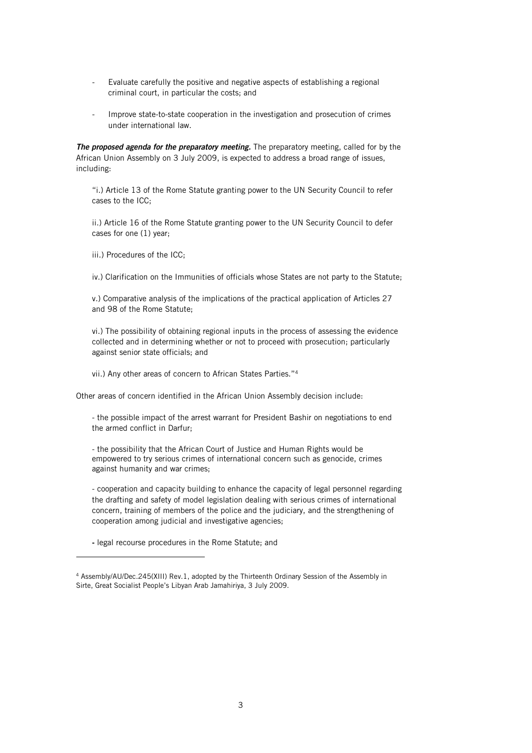- Evaluate carefully the positive and negative aspects of establishing a regional criminal court, in particular the costs; and

- Improve state-to-state cooperation in the investigation and prosecution of crimes under international law.

***The proposed agenda for the preparatory meeting.*** The preparatory meeting, called for by the African Union Assembly on 3 July 2009, is expected to address a broad range of issues, including:

"i.) Article 13 of the Rome Statute granting power to the UN Security Council to refer cases to the ICC;

ii.) Article 16 of the Rome Statute granting power to the UN Security Council to defer cases for one (1) year;

iii.) Procedures of the ICC;

iv.) Clarification on the Immunities of officials whose States are not party to the Statute;

v.) Comparative analysis of the implications of the practical application of Articles 27 and 98 of the Rome Statute;

vi.) The possibility of obtaining regional inputs in the process of assessing the evidence collected and in determining whether or not to proceed with prosecution; particularly against senior state officials; and

vii.) Any other areas of concern to African States Parties."[4]

Other areas of concern identified in the African Union Assembly decision include:

- the possible impact of the arrest warrant for President Bashir on negotiations to end the armed conflict in Darfur;

- the possibility that the African Court of Justice and Human Rights would be empowered to try serious crimes of international concern such as genocide, crimes against humanity and war crimes;

- cooperation and capacity building to enhance the capacity of legal personnel regarding the drafting and safety of model legislation dealing with serious crimes of international concern, training of members of the police and the judiciary, and the strengthening of cooperation among judicial and investigative agencies;

- legal recourse procedures in the Rome Statute; and

---

[4] Assembly/AU/Dec.245(XIII) Rev.1, adopted by the Thirteenth Ordinary Session of the Assembly in Sirte, Great Socialist People's Libyan Arab Jamahiriya, 3 July 2009.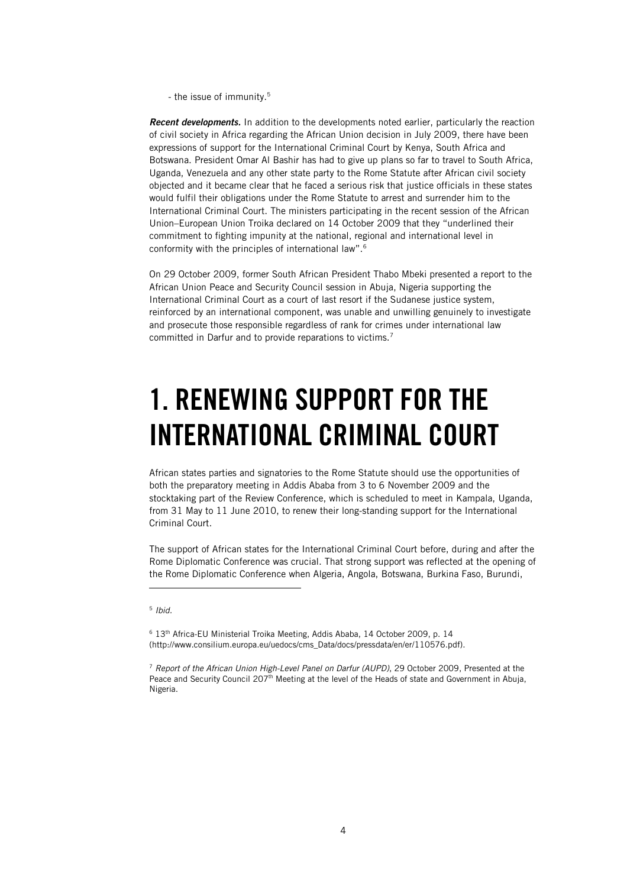- the issue of immunity.[5]

***Recent developments.*** In addition to the developments noted earlier, particularly the reaction of civil society in Africa regarding the African Union decision in July 2009, there have been expressions of support for the International Criminal Court by Kenya, South Africa and Botswana. President Omar Al Bashir has had to give up plans so far to travel to South Africa, Uganda, Venezuela and any other state party to the Rome Statute after African civil society objected and it became clear that he faced a serious risk that justice officials in these states would fulfil their obligations under the Rome Statute to arrest and surrender him to the International Criminal Court. The ministers participating in the recent session of the African Union–European Union Troika declared on 14 October 2009 that they "underlined their commitment to fighting impunity at the national, regional and international level in conformity with the principles of international law".[6]

On 29 October 2009, former South African President Thabo Mbeki presented a report to the African Union Peace and Security Council session in Abuja, Nigeria supporting the International Criminal Court as a court of last resort if the Sudanese justice system, reinforced by an international component, was unable and unwilling genuinely to investigate and prosecute those responsible regardless of rank for crimes under international law committed in Darfur and to provide reparations to victims.[7]

# 1. RENEWING SUPPORT FOR THE INTERNATIONAL CRIMINAL COURT

African states parties and signatories to the Rome Statute should use the opportunities of both the preparatory meeting in Addis Ababa from 3 to 6 November 2009 and the stocktaking part of the Review Conference, which is scheduled to meet in Kampala, Uganda, from 31 May to 11 June 2010, to renew their long-standing support for the International Criminal Court.

The support of African states for the International Criminal Court before, during and after the Rome Diplomatic Conference was crucial. That strong support was reflected at the opening of the Rome Diplomatic Conference when Algeria, Angola, Botswana, Burkina Faso, Burundi,

---

[5] *Ibid.*

[6] 13th Africa-EU Ministerial Troika Meeting, Addis Ababa, 14 October 2009, p. 14 (http://www.consilium.europa.eu/uedocs/cms_Data/docs/pressdata/en/er/110576.pdf).

[7] *Report of the African Union High-Level Panel on Darfur (AUPD)*, 29 October 2009, Presented at the Peace and Security Council 207th Meeting at the level of the Heads of state and Government in Abuja, Nigeria.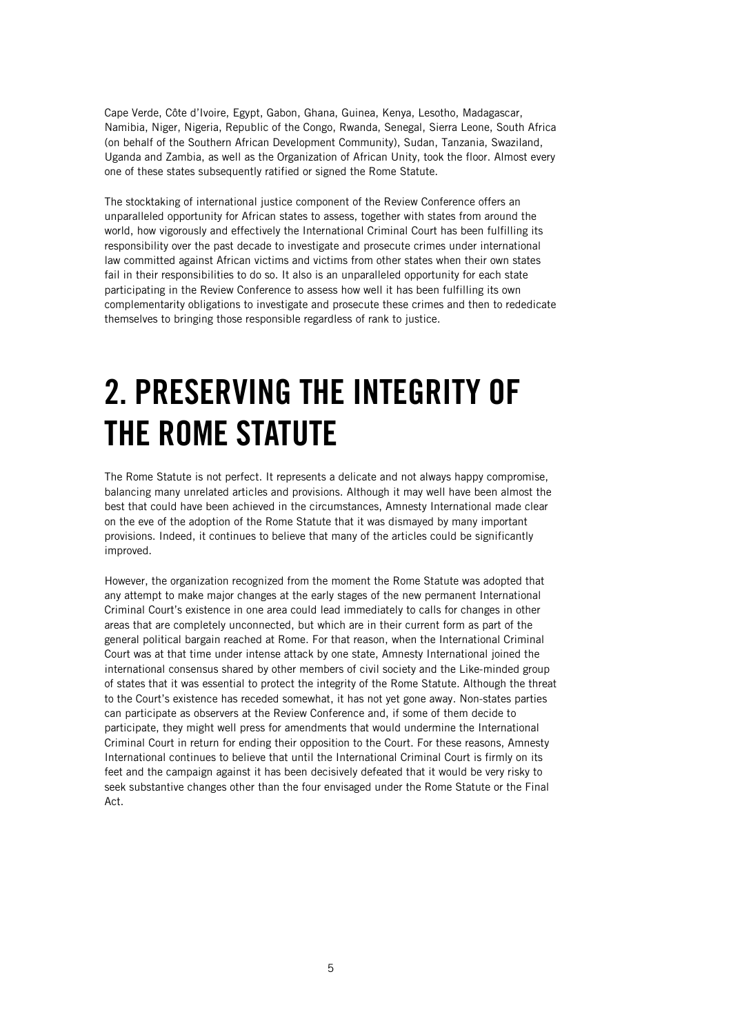Cape Verde, Côte d'Ivoire, Egypt, Gabon, Ghana, Guinea, Kenya, Lesotho, Madagascar, Namibia, Niger, Nigeria, Republic of the Congo, Rwanda, Senegal, Sierra Leone, South Africa (on behalf of the Southern African Development Community), Sudan, Tanzania, Swaziland, Uganda and Zambia, as well as the Organization of African Unity, took the floor. Almost every one of these states subsequently ratified or signed the Rome Statute.

The stocktaking of international justice component of the Review Conference offers an unparalleled opportunity for African states to assess, together with states from around the world, how vigorously and effectively the International Criminal Court has been fulfilling its responsibility over the past decade to investigate and prosecute crimes under international law committed against African victims and victims from other states when their own states fail in their responsibilities to do so. It also is an unparalleled opportunity for each state participating in the Review Conference to assess how well it has been fulfilling its own complementarity obligations to investigate and prosecute these crimes and then to rededicate themselves to bringing those responsible regardless of rank to justice.

# 2. PRESERVING THE INTEGRITY OF THE ROME STATUTE

The Rome Statute is not perfect. It represents a delicate and not always happy compromise, balancing many unrelated articles and provisions. Although it may well have been almost the best that could have been achieved in the circumstances, Amnesty International made clear on the eve of the adoption of the Rome Statute that it was dismayed by many important provisions. Indeed, it continues to believe that many of the articles could be significantly improved.

However, the organization recognized from the moment the Rome Statute was adopted that any attempt to make major changes at the early stages of the new permanent International Criminal Court's existence in one area could lead immediately to calls for changes in other areas that are completely unconnected, but which are in their current form as part of the general political bargain reached at Rome. For that reason, when the International Criminal Court was at that time under intense attack by one state, Amnesty International joined the international consensus shared by other members of civil society and the Like-minded group of states that it was essential to protect the integrity of the Rome Statute. Although the threat to the Court's existence has receded somewhat, it has not yet gone away. Non-states parties can participate as observers at the Review Conference and, if some of them decide to participate, they might well press for amendments that would undermine the International Criminal Court in return for ending their opposition to the Court. For these reasons, Amnesty International continues to believe that until the International Criminal Court is firmly on its feet and the campaign against it has been decisively defeated that it would be very risky to seek substantive changes other than the four envisaged under the Rome Statute or the Final Act.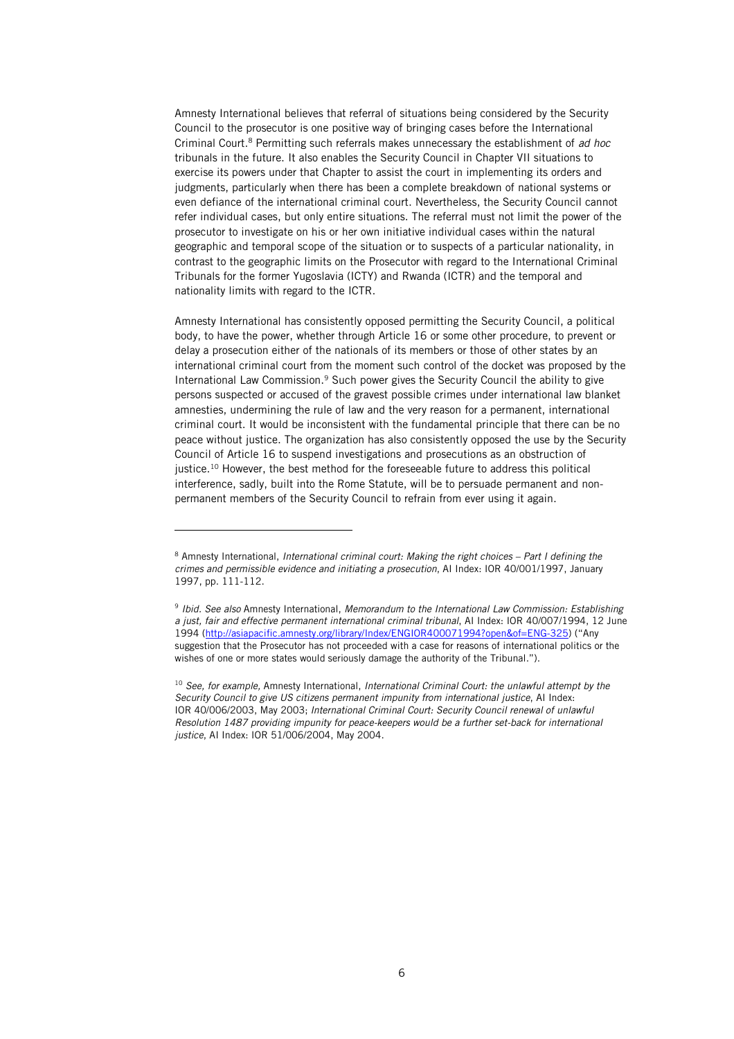Amnesty International believes that referral of situations being considered by the Security Council to the prosecutor is one positive way of bringing cases before the International Criminal Court.[8] Permitting such referrals makes unnecessary the establishment of *ad hoc* tribunals in the future. It also enables the Security Council in Chapter VII situations to exercise its powers under that Chapter to assist the court in implementing its orders and judgments, particularly when there has been a complete breakdown of national systems or even defiance of the international criminal court. Nevertheless, the Security Council cannot refer individual cases, but only entire situations. The referral must not limit the power of the prosecutor to investigate on his or her own initiative individual cases within the natural geographic and temporal scope of the situation or to suspects of a particular nationality, in contrast to the geographic limits on the Prosecutor with regard to the International Criminal Tribunals for the former Yugoslavia (ICTY) and Rwanda (ICTR) and the temporal and nationality limits with regard to the ICTR.

Amnesty International has consistently opposed permitting the Security Council, a political body, to have the power, whether through Article 16 or some other procedure, to prevent or delay a prosecution either of the nationals of its members or those of other states by an international criminal court from the moment such control of the docket was proposed by the International Law Commission.[9] Such power gives the Security Council the ability to give persons suspected or accused of the gravest possible crimes under international law blanket amnesties, undermining the rule of law and the very reason for a permanent, international criminal court. It would be inconsistent with the fundamental principle that there can be no peace without justice. The organization has also consistently opposed the use by the Security Council of Article 16 to suspend investigations and prosecutions as an obstruction of justice.[10] However, the best method for the foreseeable future to address this political interference, sadly, built into the Rome Statute, will be to persuade permanent and non-permanent members of the Security Council to refrain from ever using it again.

---

[8] Amnesty International, *International criminal court: Making the right choices – Part I defining the crimes and permissible evidence and initiating a prosecution*, AI Index: IOR 40/001/1997, January 1997, pp. 111-112.

[9] *Ibid. See also* Amnesty International, *Memorandum to the International Law Commission: Establishing a just, fair and effective permanent international criminal tribunal*, AI Index: IOR 40/007/1994, 12 June 1994 (http://asiapacific.amnesty.org/library/Index/ENGIOR400071994?open&of=ENG-325) ("Any suggestion that the Prosecutor has not proceeded with a case for reasons of international politics or the wishes of one or more states would seriously damage the authority of the Tribunal.").

[10] *See, for example,* Amnesty International, *International Criminal Court: the unlawful attempt by the Security Council to give US citizens permanent impunity from international justice*, AI Index: IOR 40/006/2003, May 2003; *International Criminal Court: Security Council renewal of unlawful Resolution 1487 providing impunity for peace-keepers would be a further set-back for international justice*, AI Index: IOR 51/006/2004, May 2004.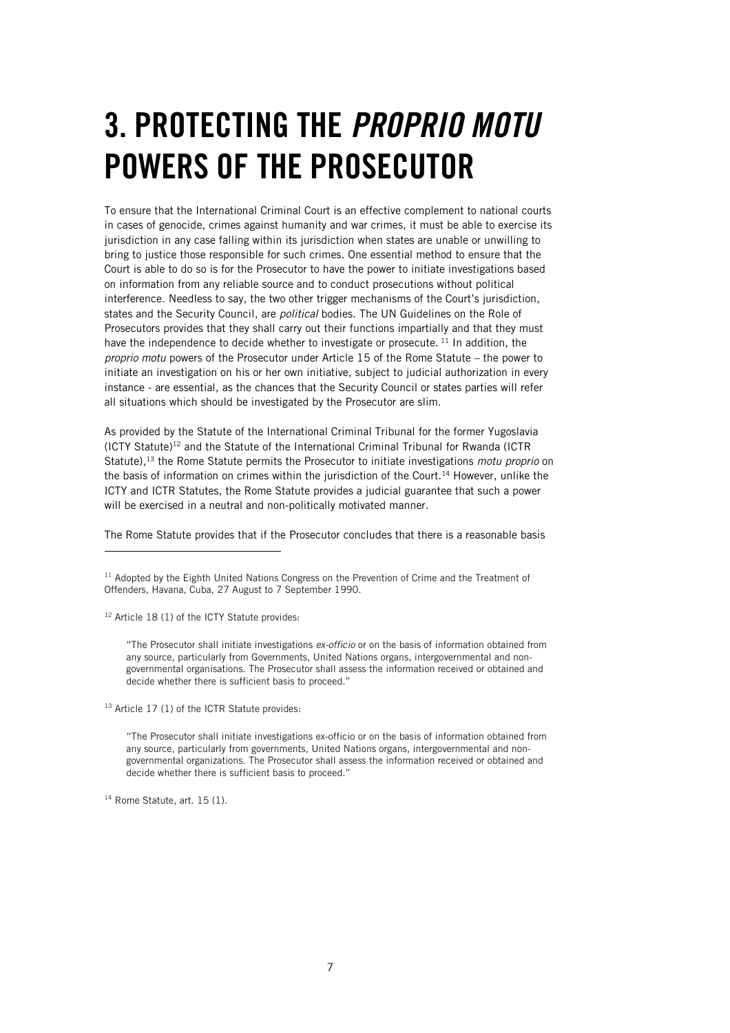# 3. PROTECTING THE *PROPRIO MOTU* POWERS OF THE PROSECUTOR

To ensure that the International Criminal Court is an effective complement to national courts in cases of genocide, crimes against humanity and war crimes, it must be able to exercise its jurisdiction in any case falling within its jurisdiction when states are unable or unwilling to bring to justice those responsible for such crimes. One essential method to ensure that the Court is able to do so is for the Prosecutor to have the power to initiate investigations based on information from any reliable source and to conduct prosecutions without political interference. Needless to say, the two other trigger mechanisms of the Court's jurisdiction, states and the Security Council, are *political* bodies. The UN Guidelines on the Role of Prosecutors provides that they shall carry out their functions impartially and that they must have the independence to decide whether to investigate or prosecute. [11] In addition, the *proprio motu* powers of the Prosecutor under Article 15 of the Rome Statute – the power to initiate an investigation on his or her own initiative, subject to judicial authorization in every instance - are essential, as the chances that the Security Council or states parties will refer all situations which should be investigated by the Prosecutor are slim.

As provided by the Statute of the International Criminal Tribunal for the former Yugoslavia (ICTY Statute)[12] and the Statute of the International Criminal Tribunal for Rwanda (ICTR Statute),[13] the Rome Statute permits the Prosecutor to initiate investigations *motu proprio* on the basis of information on crimes within the jurisdiction of the Court.[14] However, unlike the ICTY and ICTR Statutes, the Rome Statute provides a judicial guarantee that such a power will be exercised in a neutral and non-politically motivated manner.

The Rome Statute provides that if the Prosecutor concludes that there is a reasonable basis

---

[11] Adopted by the Eighth United Nations Congress on the Prevention of Crime and the Treatment of Offenders, Havana, Cuba, 27 August to 7 September 1990.

[12] Article 18 (1) of the ICTY Statute provides:

> "The Prosecutor shall initiate investigations *ex-officio* or on the basis of information obtained from any source, particularly from Governments, United Nations organs, intergovernmental and non-governmental organisations. The Prosecutor shall assess the information received or obtained and decide whether there is sufficient basis to proceed."

[13] Article 17 (1) of the ICTR Statute provides:

> "The Prosecutor shall initiate investigations ex-officio or on the basis of information obtained from any source, particularly from governments, United Nations organs, intergovernmental and non-governmental organizations. The Prosecutor shall assess the information received or obtained and decide whether there is sufficient basis to proceed."

[14] Rome Statute, art. 15 (1).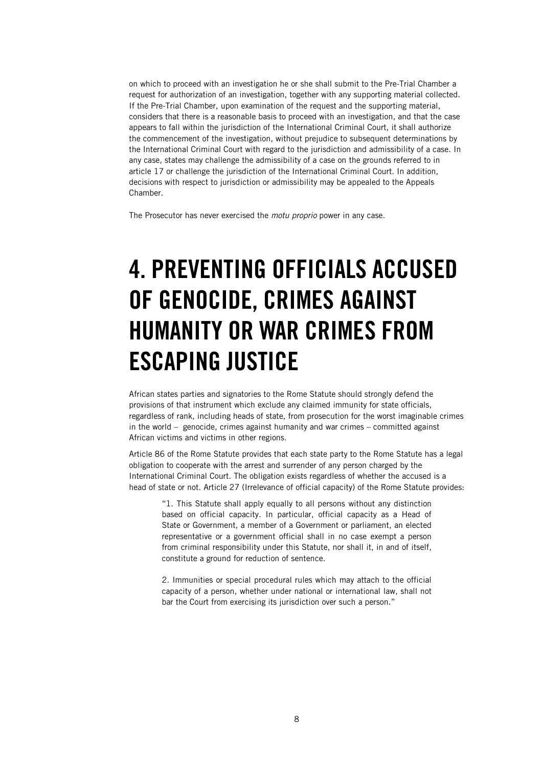on which to proceed with an investigation he or she shall submit to the Pre-Trial Chamber a request for authorization of an investigation, together with any supporting material collected. If the Pre-Trial Chamber, upon examination of the request and the supporting material, considers that there is a reasonable basis to proceed with an investigation, and that the case appears to fall within the jurisdiction of the International Criminal Court, it shall authorize the commencement of the investigation, without prejudice to subsequent determinations by the International Criminal Court with regard to the jurisdiction and admissibility of a case. In any case, states may challenge the admissibility of a case on the grounds referred to in article 17 or challenge the jurisdiction of the International Criminal Court. In addition, decisions with respect to jurisdiction or admissibility may be appealed to the Appeals Chamber.

The Prosecutor has never exercised the *motu proprio* power in any case.

# 4. PREVENTING OFFICIALS ACCUSED OF GENOCIDE, CRIMES AGAINST HUMANITY OR WAR CRIMES FROM ESCAPING JUSTICE

African states parties and signatories to the Rome Statute should strongly defend the provisions of that instrument which exclude any claimed immunity for state officials, regardless of rank, including heads of state, from prosecution for the worst imaginable crimes in the world – genocide, crimes against humanity and war crimes – committed against African victims and victims in other regions.

Article 86 of the Rome Statute provides that each state party to the Rome Statute has a legal obligation to cooperate with the arrest and surrender of any person charged by the International Criminal Court. The obligation exists regardless of whether the accused is a head of state or not. Article 27 (Irrelevance of official capacity) of the Rome Statute provides:

> "1. This Statute shall apply equally to all persons without any distinction based on official capacity. In particular, official capacity as a Head of State or Government, a member of a Government or parliament, an elected representative or a government official shall in no case exempt a person from criminal responsibility under this Statute, nor shall it, in and of itself, constitute a ground for reduction of sentence.
>
> 2. Immunities or special procedural rules which may attach to the official capacity of a person, whether under national or international law, shall not bar the Court from exercising its jurisdiction over such a person."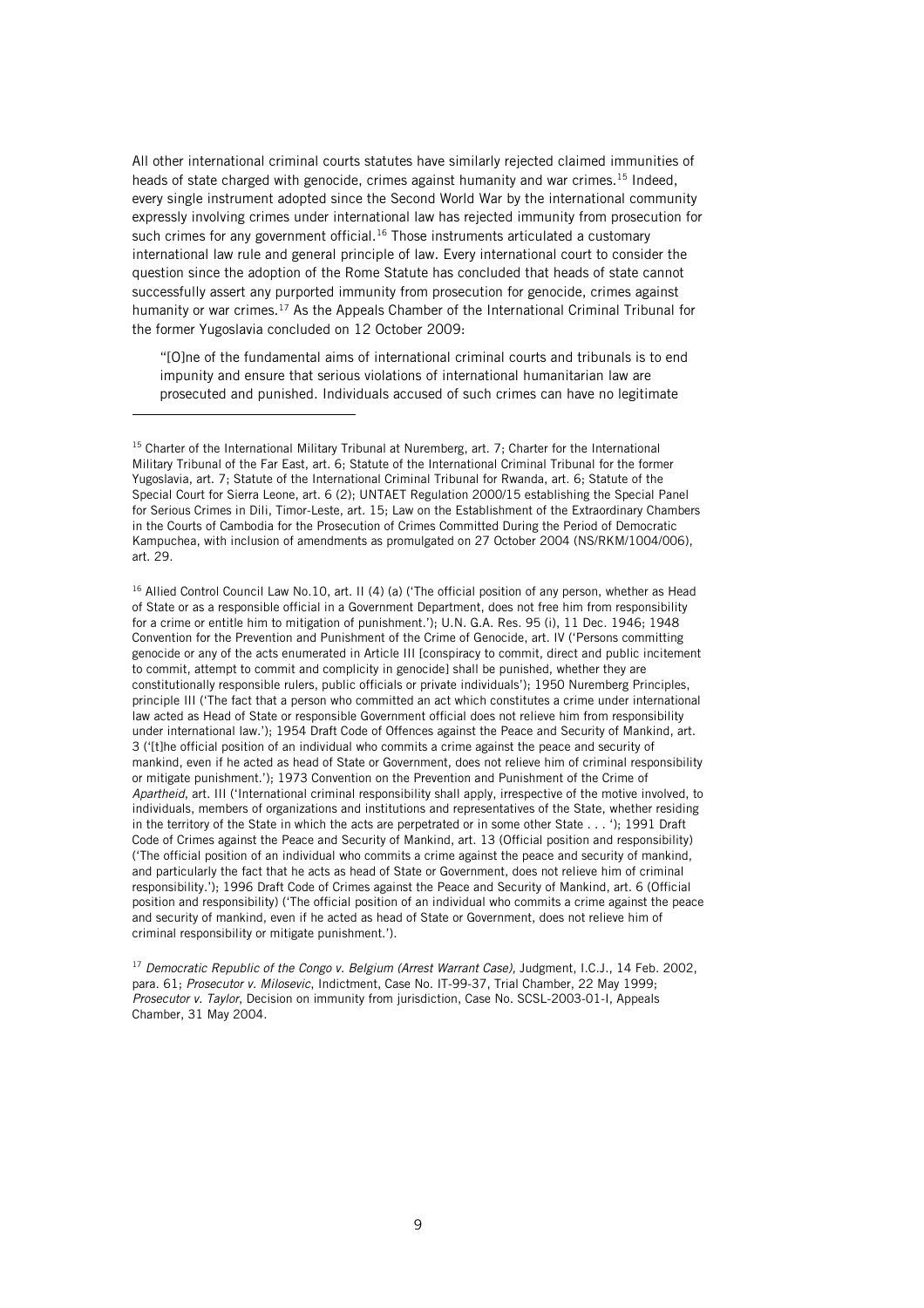All other international criminal courts statutes have similarly rejected claimed immunities of heads of state charged with genocide, crimes against humanity and war crimes.[15] Indeed, every single instrument adopted since the Second World War by the international community expressly involving crimes under international law has rejected immunity from prosecution for such crimes for any government official.[16] Those instruments articulated a customary international law rule and general principle of law. Every international court to consider the question since the adoption of the Rome Statute has concluded that heads of state cannot successfully assert any purported immunity from prosecution for genocide, crimes against humanity or war crimes.[17] As the Appeals Chamber of the International Criminal Tribunal for the former Yugoslavia concluded on 12 October 2009:

> "[O]ne of the fundamental aims of international criminal courts and tribunals is to end impunity and ensure that serious violations of international humanitarian law are prosecuted and punished. Individuals accused of such crimes can have no legitimate

---

[15] Charter of the International Military Tribunal at Nuremberg, art. 7; Charter for the International Military Tribunal of the Far East, art. 6; Statute of the International Criminal Tribunal for the former Yugoslavia, art. 7; Statute of the International Criminal Tribunal for Rwanda, art. 6; Statute of the Special Court for Sierra Leone, art. 6 (2); UNTAET Regulation 2000/15 establishing the Special Panel for Serious Crimes in Dili, Timor-Leste, art. 15; Law on the Establishment of the Extraordinary Chambers in the Courts of Cambodia for the Prosecution of Crimes Committed During the Period of Democratic Kampuchea, with inclusion of amendments as promulgated on 27 October 2004 (NS/RKM/1004/006), art. 29.

[16] Allied Control Council Law No.10, art. II (4) (a) ('The official position of any person, whether as Head of State or as a responsible official in a Government Department, does not free him from responsibility for a crime or entitle him to mitigation of punishment.'); U.N. G.A. Res. 95 (i), 11 Dec. 1946; 1948 Convention for the Prevention and Punishment of the Crime of Genocide, art. IV ('Persons committing genocide or any of the acts enumerated in Article III [conspiracy to commit, direct and public incitement to commit, attempt to commit and complicity in genocide] shall be punished, whether they are constitutionally responsible rulers, public officials or private individuals'); 1950 Nuremberg Principles, principle III ('The fact that a person who committed an act which constitutes a crime under international law acted as Head of State or responsible Government official does not relieve him from responsibility under international law.'); 1954 Draft Code of Offences against the Peace and Security of Mankind, art. 3 ('[t]he official position of an individual who commits a crime against the peace and security of mankind, even if he acted as head of State or Government, does not relieve him of criminal responsibility or mitigate punishment.'); 1973 Convention on the Prevention and Punishment of the Crime of *Apartheid*, art. III ('International criminal responsibility shall apply, irrespective of the motive involved, to individuals, members of organizations and institutions and representatives of the State, whether residing in the territory of the State in which the acts are perpetrated or in some other State . . . '); 1991 Draft Code of Crimes against the Peace and Security of Mankind, art. 13 (Official position and responsibility) ('The official position of an individual who commits a crime against the peace and security of mankind, and particularly the fact that he acts as head of State or Government, does not relieve him of criminal responsibility.'); 1996 Draft Code of Crimes against the Peace and Security of Mankind, art. 6 (Official position and responsibility) ('The official position of an individual who commits a crime against the peace and security of mankind, even if he acted as head of State or Government, does not relieve him of criminal responsibility or mitigate punishment.').

[17] *Democratic Republic of the Congo v. Belgium (Arrest Warrant Case),* Judgment, I.C.J., 14 Feb. 2002, para. 61; *Prosecutor v. Milosevic*, Indictment, Case No. IT-99-37, Trial Chamber, 22 May 1999; *Prosecutor v. Taylor*, Decision on immunity from jurisdiction, Case No. SCSL-2003-01-I, Appeals Chamber, 31 May 2004.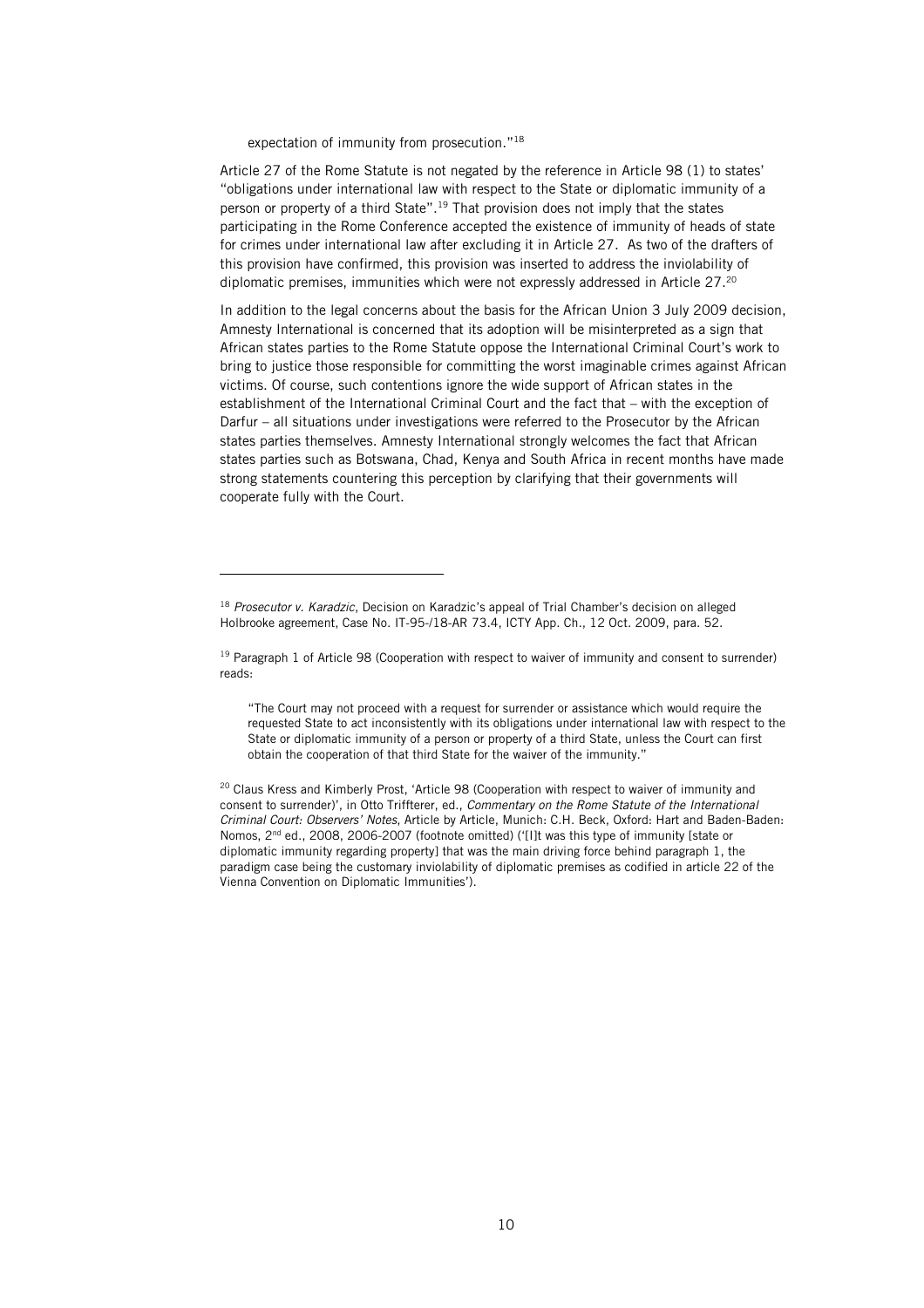expectation of immunity from prosecution."[18]

Article 27 of the Rome Statute is not negated by the reference in Article 98 (1) to states' "obligations under international law with respect to the State or diplomatic immunity of a person or property of a third State".[19] That provision does not imply that the states participating in the Rome Conference accepted the existence of immunity of heads of state for crimes under international law after excluding it in Article 27. As two of the drafters of this provision have confirmed, this provision was inserted to address the inviolability of diplomatic premises, immunities which were not expressly addressed in Article 27.[20]

In addition to the legal concerns about the basis for the African Union 3 July 2009 decision, Amnesty International is concerned that its adoption will be misinterpreted as a sign that African states parties to the Rome Statute oppose the International Criminal Court's work to bring to justice those responsible for committing the worst imaginable crimes against African victims. Of course, such contentions ignore the wide support of African states in the establishment of the International Criminal Court and the fact that – with the exception of Darfur – all situations under investigations were referred to the Prosecutor by the African states parties themselves. Amnesty International strongly welcomes the fact that African states parties such as Botswana, Chad, Kenya and South Africa in recent months have made strong statements countering this perception by clarifying that their governments will cooperate fully with the Court.

---

[18] *Prosecutor v. Karadzic*, Decision on Karadzic's appeal of Trial Chamber's decision on alleged Holbrooke agreement, Case No. IT-95-/18-AR 73.4, ICTY App. Ch., 12 Oct. 2009, para. 52.

[19] Paragraph 1 of Article 98 (Cooperation with respect to waiver of immunity and consent to surrender) reads:

> "The Court may not proceed with a request for surrender or assistance which would require the requested State to act inconsistently with its obligations under international law with respect to the State or diplomatic immunity of a person or property of a third State, unless the Court can first obtain the cooperation of that third State for the waiver of the immunity."

[20] Claus Kress and Kimberly Prost, 'Article 98 (Cooperation with respect to waiver of immunity and consent to surrender)', in Otto Triffterer, ed., *Commentary on the Rome Statute of the International Criminal Court: Observers' Notes*, Article by Article, Munich: C.H. Beck, Oxford: Hart and Baden-Baden: Nomos, 2nd ed., 2008, 2006-2007 (footnote omitted) ('[I]t was this type of immunity [state or diplomatic immunity regarding property] that was the main driving force behind paragraph 1, the paradigm case being the customary inviolability of diplomatic premises as codified in article 22 of the Vienna Convention on Diplomatic Immunities').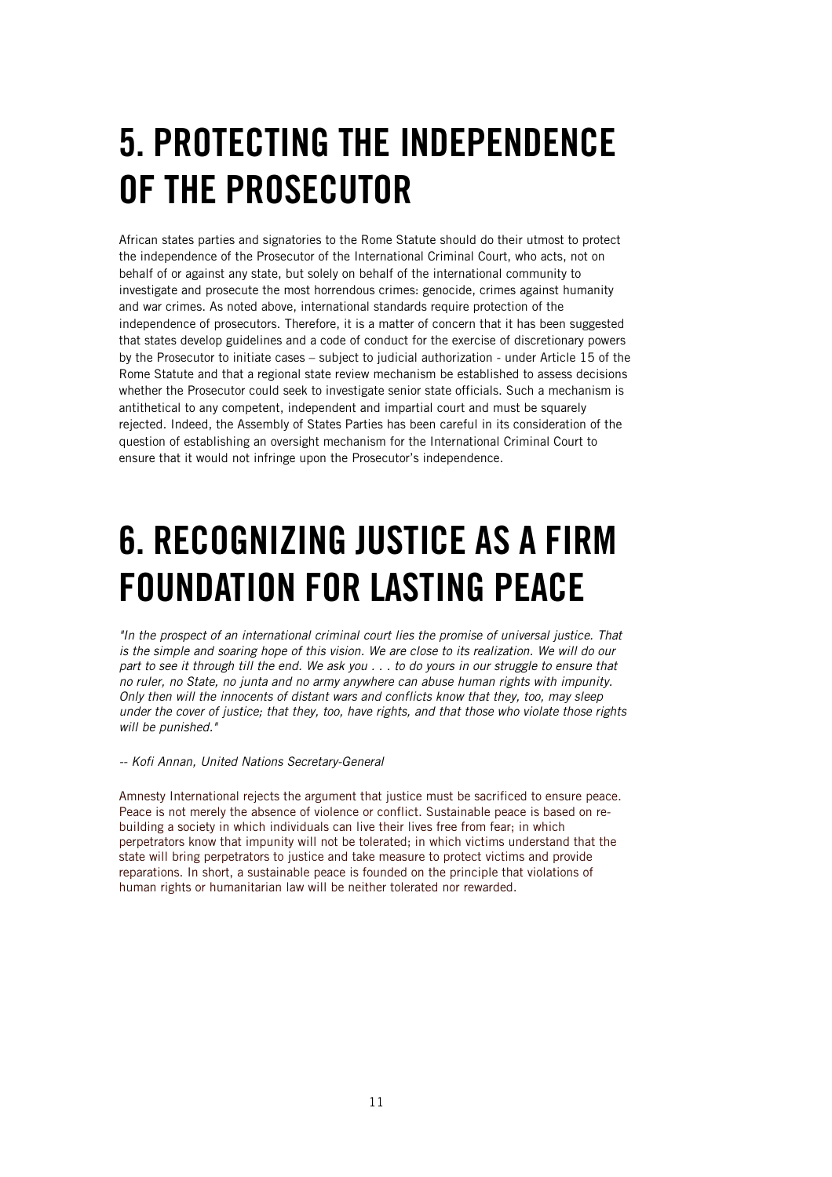# 5. PROTECTING THE INDEPENDENCE OF THE PROSECUTOR

African states parties and signatories to the Rome Statute should do their utmost to protect the independence of the Prosecutor of the International Criminal Court, who acts, not on behalf of or against any state, but solely on behalf of the international community to investigate and prosecute the most horrendous crimes: genocide, crimes against humanity and war crimes. As noted above, international standards require protection of the independence of prosecutors. Therefore, it is a matter of concern that it has been suggested that states develop guidelines and a code of conduct for the exercise of discretionary powers by the Prosecutor to initiate cases – subject to judicial authorization - under Article 15 of the Rome Statute and that a regional state review mechanism be established to assess decisions whether the Prosecutor could seek to investigate senior state officials. Such a mechanism is antithetical to any competent, independent and impartial court and must be squarely rejected. Indeed, the Assembly of States Parties has been careful in its consideration of the question of establishing an oversight mechanism for the International Criminal Court to ensure that it would not infringe upon the Prosecutor's independence.

# 6. RECOGNIZING JUSTICE AS A FIRM FOUNDATION FOR LASTING PEACE

*"In the prospect of an international criminal court lies the promise of universal justice. That is the simple and soaring hope of this vision. We are close to its realization. We will do our part to see it through till the end. We ask you . . . to do yours in our struggle to ensure that no ruler, no State, no junta and no army anywhere can abuse human rights with impunity. Only then will the innocents of distant wars and conflicts know that they, too, may sleep under the cover of justice; that they, too, have rights, and that those who violate those rights will be punished."*

*-- Kofi Annan, United Nations Secretary-General*

Amnesty International rejects the argument that justice must be sacrificed to ensure peace. Peace is not merely the absence of violence or conflict. Sustainable peace is based on re-building a society in which individuals can live their lives free from fear; in which perpetrators know that impunity will not be tolerated; in which victims understand that the state will bring perpetrators to justice and take measure to protect victims and provide reparations. In short, a sustainable peace is founded on the principle that violations of human rights or humanitarian law will be neither tolerated nor rewarded.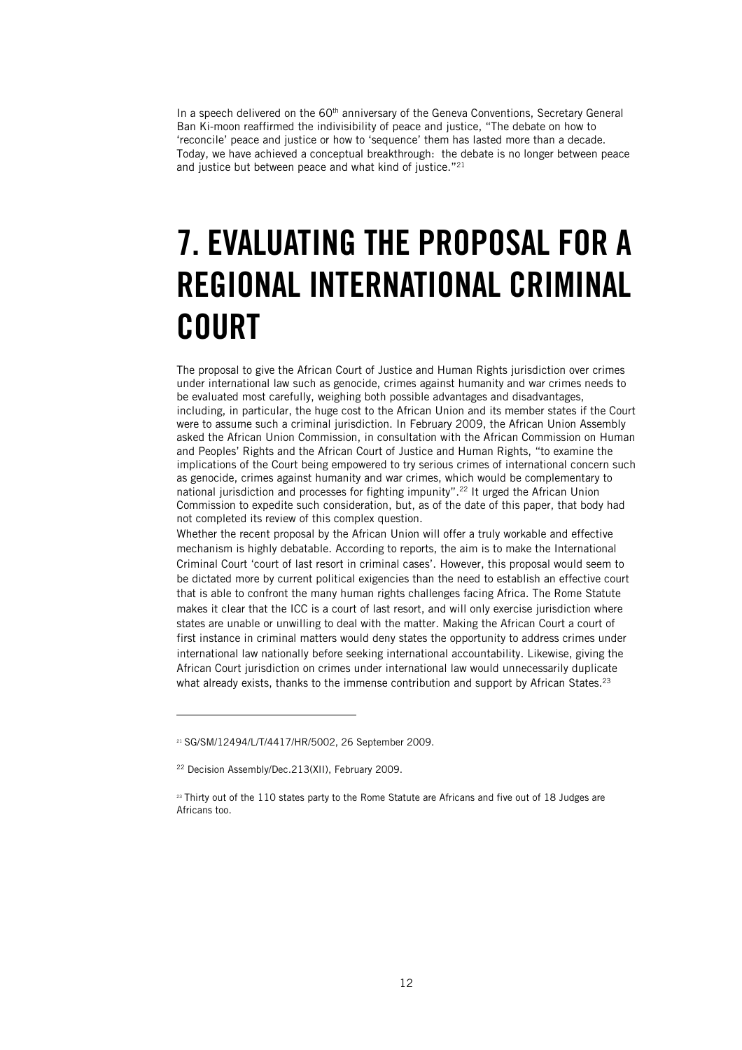In a speech delivered on the 60th anniversary of the Geneva Conventions, Secretary General Ban Ki-moon reaffirmed the indivisibility of peace and justice, "The debate on how to 'reconcile' peace and justice or how to 'sequence' them has lasted more than a decade. Today, we have achieved a conceptual breakthrough: the debate is no longer between peace and justice but between peace and what kind of justice."[21]

# 7. EVALUATING THE PROPOSAL FOR A REGIONAL INTERNATIONAL CRIMINAL COURT

The proposal to give the African Court of Justice and Human Rights jurisdiction over crimes under international law such as genocide, crimes against humanity and war crimes needs to be evaluated most carefully, weighing both possible advantages and disadvantages, including, in particular, the huge cost to the African Union and its member states if the Court were to assume such a criminal jurisdiction. In February 2009, the African Union Assembly asked the African Union Commission, in consultation with the African Commission on Human and Peoples' Rights and the African Court of Justice and Human Rights, "to examine the implications of the Court being empowered to try serious crimes of international concern such as genocide, crimes against humanity and war crimes, which would be complementary to national jurisdiction and processes for fighting impunity".[22] It urged the African Union Commission to expedite such consideration, but, as of the date of this paper, that body had not completed its review of this complex question.

Whether the recent proposal by the African Union will offer a truly workable and effective mechanism is highly debatable. According to reports, the aim is to make the International Criminal Court 'court of last resort in criminal cases'. However, this proposal would seem to be dictated more by current political exigencies than the need to establish an effective court that is able to confront the many human rights challenges facing Africa. The Rome Statute makes it clear that the ICC is a court of last resort, and will only exercise jurisdiction where states are unable or unwilling to deal with the matter. Making the African Court a court of first instance in criminal matters would deny states the opportunity to address crimes under international law nationally before seeking international accountability. Likewise, giving the African Court jurisdiction on crimes under international law would unnecessarily duplicate what already exists, thanks to the immense contribution and support by African States.[23]

---

[21] SG/SM/12494/L/T/4417/HR/5002, 26 September 2009.

[22] Decision Assembly/Dec.213(XII), February 2009.

[23] Thirty out of the 110 states party to the Rome Statute are Africans and five out of 18 Judges are Africans too.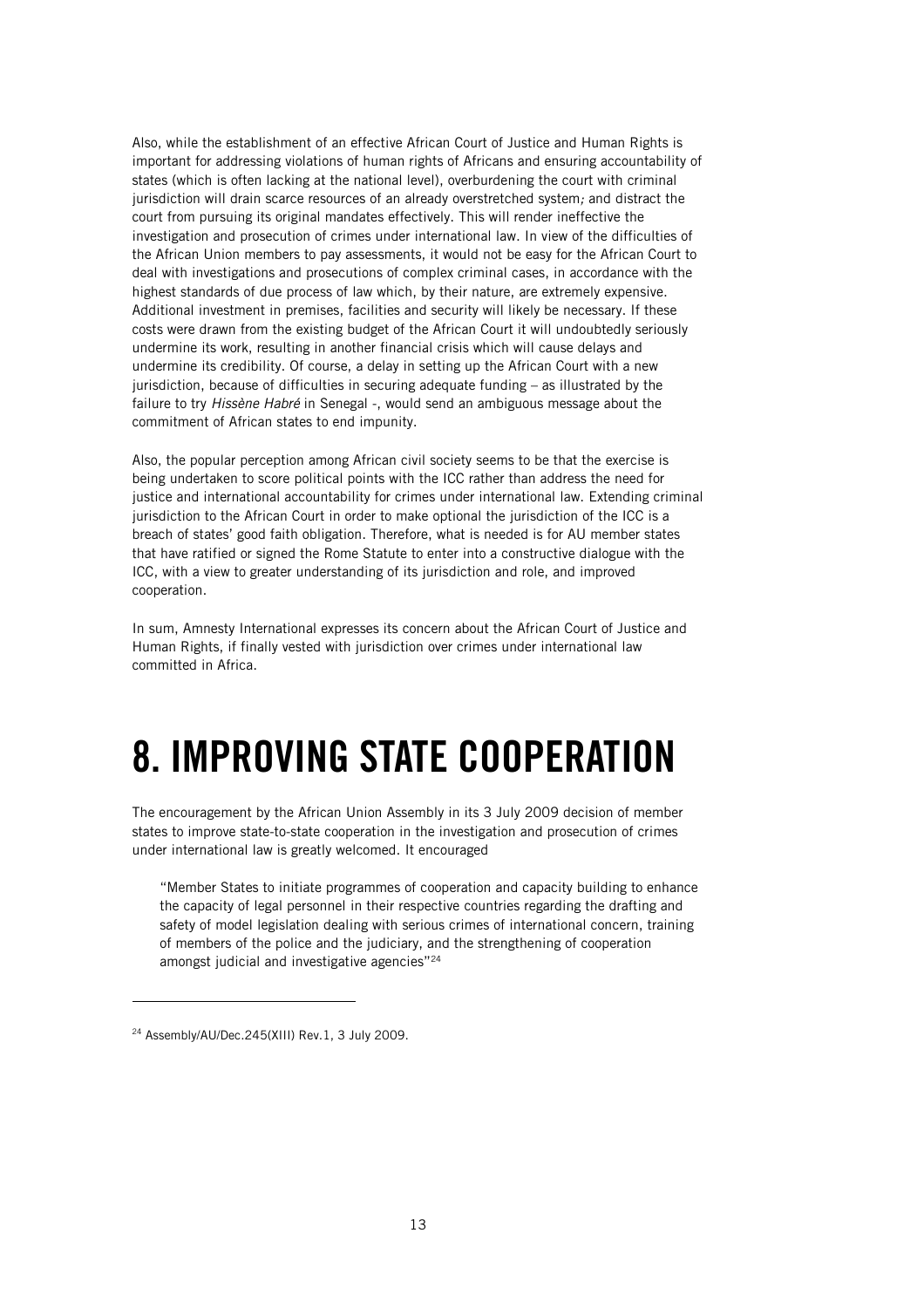Also, while the establishment of an effective African Court of Justice and Human Rights is important for addressing violations of human rights of Africans and ensuring accountability of states (which is often lacking at the national level), overburdening the court with criminal jurisdiction will drain scarce resources of an already overstretched system; and distract the court from pursuing its original mandates effectively. This will render ineffective the investigation and prosecution of crimes under international law. In view of the difficulties of the African Union members to pay assessments, it would not be easy for the African Court to deal with investigations and prosecutions of complex criminal cases, in accordance with the highest standards of due process of law which, by their nature, are extremely expensive. Additional investment in premises, facilities and security will likely be necessary. If these costs were drawn from the existing budget of the African Court it will undoubtedly seriously undermine its work, resulting in another financial crisis which will cause delays and undermine its credibility. Of course, a delay in setting up the African Court with a new jurisdiction, because of difficulties in securing adequate funding – as illustrated by the failure to try *Hissène Habré* in Senegal -, would send an ambiguous message about the commitment of African states to end impunity.

Also, the popular perception among African civil society seems to be that the exercise is being undertaken to score political points with the ICC rather than address the need for justice and international accountability for crimes under international law. Extending criminal jurisdiction to the African Court in order to make optional the jurisdiction of the ICC is a breach of states' good faith obligation. Therefore, what is needed is for AU member states that have ratified or signed the Rome Statute to enter into a constructive dialogue with the ICC, with a view to greater understanding of its jurisdiction and role, and improved cooperation.

In sum, Amnesty International expresses its concern about the African Court of Justice and Human Rights, if finally vested with jurisdiction over crimes under international law committed in Africa.

# 8. IMPROVING STATE COOPERATION

The encouragement by the African Union Assembly in its 3 July 2009 decision of member states to improve state-to-state cooperation in the investigation and prosecution of crimes under international law is greatly welcomed. It encouraged

> "Member States to initiate programmes of cooperation and capacity building to enhance the capacity of legal personnel in their respective countries regarding the drafting and safety of model legislation dealing with serious crimes of international concern, training of members of the police and the judiciary, and the strengthening of cooperation amongst judicial and investigative agencies"[24]

[24] Assembly/AU/Dec.245(XIII) Rev.1, 3 July 2009.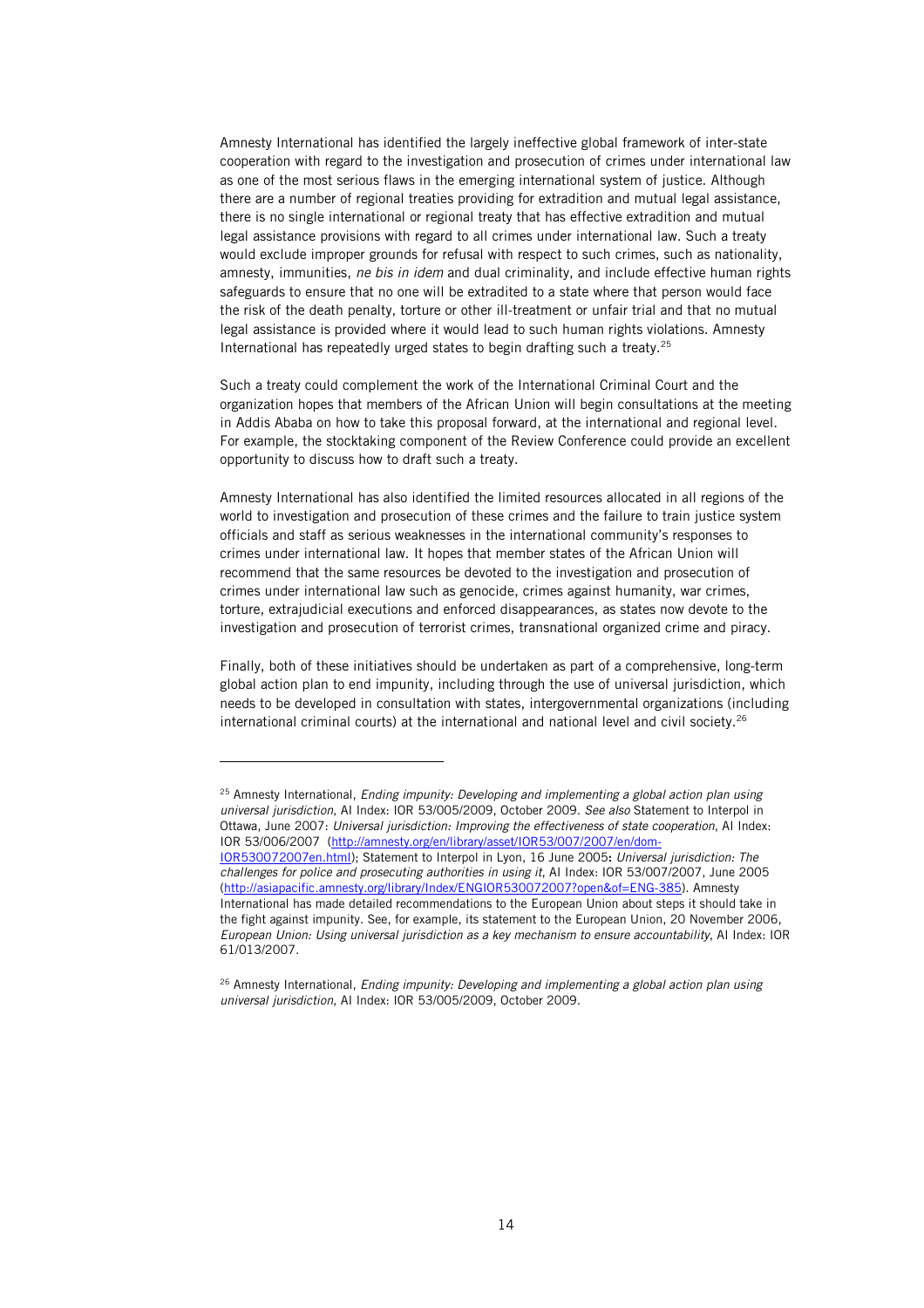Amnesty International has identified the largely ineffective global framework of inter-state cooperation with regard to the investigation and prosecution of crimes under international law as one of the most serious flaws in the emerging international system of justice. Although there are a number of regional treaties providing for extradition and mutual legal assistance, there is no single international or regional treaty that has effective extradition and mutual legal assistance provisions with regard to all crimes under international law. Such a treaty would exclude improper grounds for refusal with respect to such crimes, such as nationality, amnesty, immunities, *ne bis in idem* and dual criminality, and include effective human rights safeguards to ensure that no one will be extradited to a state where that person would face the risk of the death penalty, torture or other ill-treatment or unfair trial and that no mutual legal assistance is provided where it would lead to such human rights violations. Amnesty International has repeatedly urged states to begin drafting such a treaty.[25]

Such a treaty could complement the work of the International Criminal Court and the organization hopes that members of the African Union will begin consultations at the meeting in Addis Ababa on how to take this proposal forward, at the international and regional level. For example, the stocktaking component of the Review Conference could provide an excellent opportunity to discuss how to draft such a treaty.

Amnesty International has also identified the limited resources allocated in all regions of the world to investigation and prosecution of these crimes and the failure to train justice system officials and staff as serious weaknesses in the international community's responses to crimes under international law. It hopes that member states of the African Union will recommend that the same resources be devoted to the investigation and prosecution of crimes under international law such as genocide, crimes against humanity, war crimes, torture, extrajudicial executions and enforced disappearances, as states now devote to the investigation and prosecution of terrorist crimes, transnational organized crime and piracy.

Finally, both of these initiatives should be undertaken as part of a comprehensive, long-term global action plan to end impunity, including through the use of universal jurisdiction, which needs to be developed in consultation with states, intergovernmental organizations (including international criminal courts) at the international and national level and civil society.[26]

---

[25] Amnesty International, *Ending impunity: Developing and implementing a global action plan using universal jurisdiction*, AI Index: IOR 53/005/2009, October 2009. *See also* Statement to Interpol in Ottawa, June 2007: *Universal jurisdiction: Improving the effectiveness of state cooperation*, AI Index: IOR 53/006/2007 (http://amnesty.org/en/library/asset/IOR53/007/2007/en/dom-IOR530072007en.html); Statement to Interpol in Lyon, 16 June 2005**:** *Universal jurisdiction: The challenges for police and prosecuting authorities in using it*, AI Index: IOR 53/007/2007, June 2005 (http://asiapacific.amnesty.org/library/Index/ENGIOR530072007?open&of=ENG-385). Amnesty International has made detailed recommendations to the European Union about steps it should take in the fight against impunity. See, for example, its statement to the European Union, 20 November 2006, *European Union: Using universal jurisdiction as a key mechanism to ensure accountability*, AI Index: IOR 61/013/2007.

[26] Amnesty International, *Ending impunity: Developing and implementing a global action plan using universal jurisdiction*, AI Index: IOR 53/005/2009, October 2009.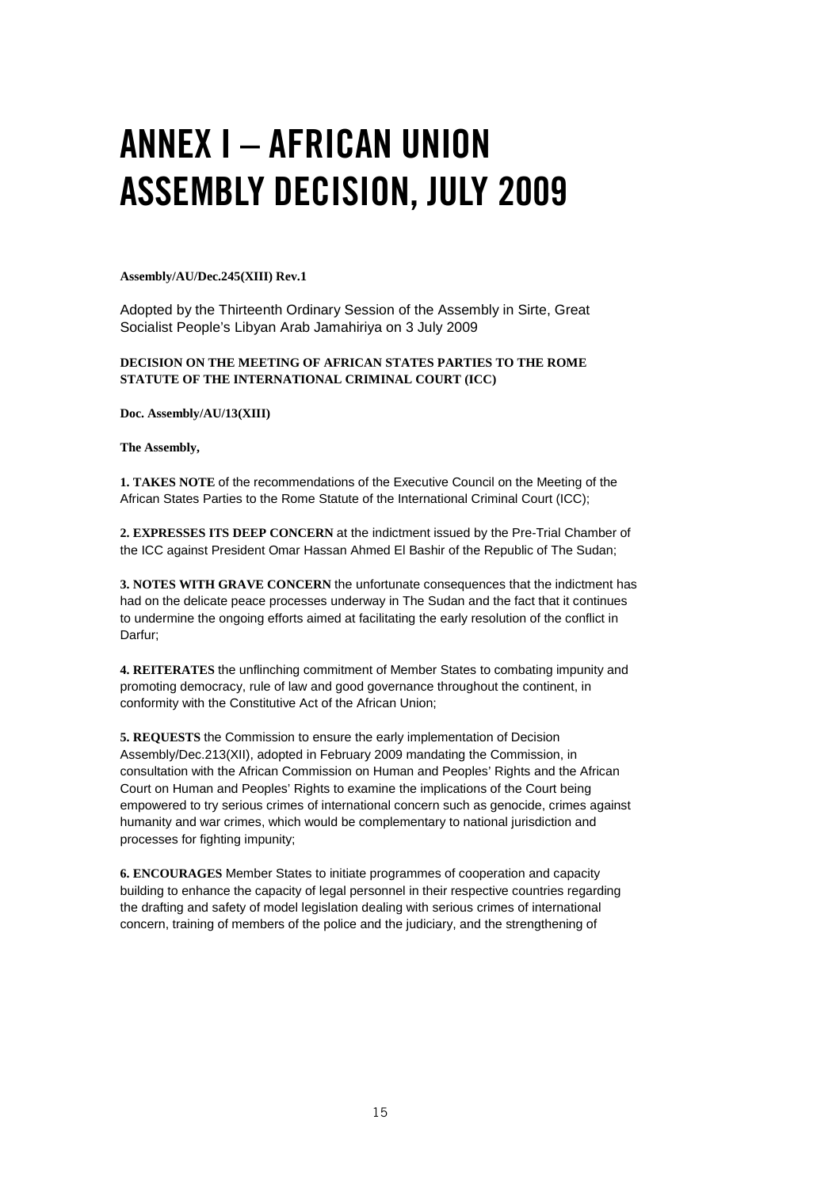# ANNEX I – AFRICAN UNION ASSEMBLY DECISION, JULY 2009

**Assembly/AU/Dec.245(XIII) Rev.1**

Adopted by the Thirteenth Ordinary Session of the Assembly in Sirte, Great Socialist People's Libyan Arab Jamahiriya on 3 July 2009

**DECISION ON THE MEETING OF AFRICAN STATES PARTIES TO THE ROME STATUTE OF THE INTERNATIONAL CRIMINAL COURT (ICC)**

**Doc. Assembly/AU/13(XIII)**

**The Assembly,**

**1. TAKES NOTE** of the recommendations of the Executive Council on the Meeting of the African States Parties to the Rome Statute of the International Criminal Court (ICC);

**2. EXPRESSES ITS DEEP CONCERN** at the indictment issued by the Pre-Trial Chamber of the ICC against President Omar Hassan Ahmed El Bashir of the Republic of The Sudan;

**3. NOTES WITH GRAVE CONCERN** the unfortunate consequences that the indictment has had on the delicate peace processes underway in The Sudan and the fact that it continues to undermine the ongoing efforts aimed at facilitating the early resolution of the conflict in Darfur;

**4. REITERATES** the unflinching commitment of Member States to combating impunity and promoting democracy, rule of law and good governance throughout the continent, in conformity with the Constitutive Act of the African Union;

**5. REQUESTS** the Commission to ensure the early implementation of Decision Assembly/Dec.213(XII), adopted in February 2009 mandating the Commission, in consultation with the African Commission on Human and Peoples' Rights and the African Court on Human and Peoples' Rights to examine the implications of the Court being empowered to try serious crimes of international concern such as genocide, crimes against humanity and war crimes, which would be complementary to national jurisdiction and processes for fighting impunity;

**6. ENCOURAGES** Member States to initiate programmes of cooperation and capacity building to enhance the capacity of legal personnel in their respective countries regarding the drafting and safety of model legislation dealing with serious crimes of international concern, training of members of the police and the judiciary, and the strengthening of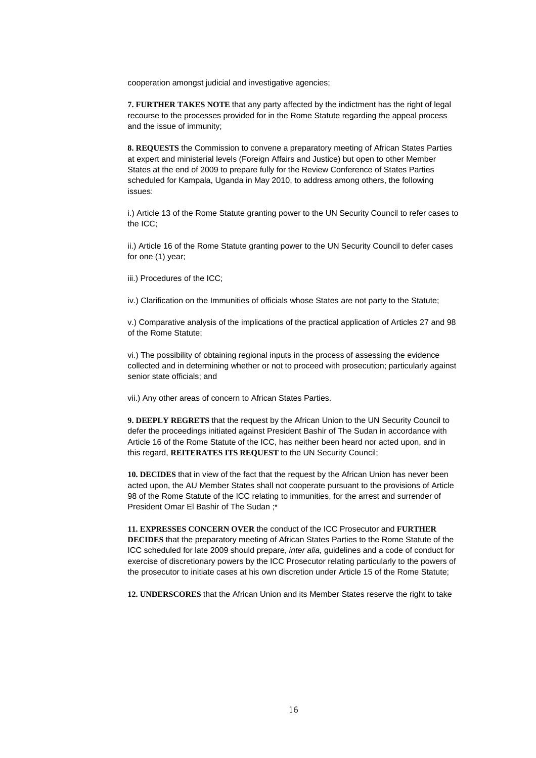cooperation amongst judicial and investigative agencies;

**7. FURTHER TAKES NOTE** that any party affected by the indictment has the right of legal recourse to the processes provided for in the Rome Statute regarding the appeal process and the issue of immunity;

**8. REQUESTS** the Commission to convene a preparatory meeting of African States Parties at expert and ministerial levels (Foreign Affairs and Justice) but open to other Member States at the end of 2009 to prepare fully for the Review Conference of States Parties scheduled for Kampala, Uganda in May 2010, to address among others, the following issues:

i.) Article 13 of the Rome Statute granting power to the UN Security Council to refer cases to the ICC;

ii.) Article 16 of the Rome Statute granting power to the UN Security Council to defer cases for one (1) year;

iii.) Procedures of the ICC;

iv.) Clarification on the Immunities of officials whose States are not party to the Statute;

v.) Comparative analysis of the implications of the practical application of Articles 27 and 98 of the Rome Statute;

vi.) The possibility of obtaining regional inputs in the process of assessing the evidence collected and in determining whether or not to proceed with prosecution; particularly against senior state officials; and

vii.) Any other areas of concern to African States Parties.

**9. DEEPLY REGRETS** that the request by the African Union to the UN Security Council to defer the proceedings initiated against President Bashir of The Sudan in accordance with Article 16 of the Rome Statute of the ICC, has neither been heard nor acted upon, and in this regard, **REITERATES ITS REQUEST** to the UN Security Council;

**10. DECIDES** that in view of the fact that the request by the African Union has never been acted upon, the AU Member States shall not cooperate pursuant to the provisions of Article 98 of the Rome Statute of the ICC relating to immunities, for the arrest and surrender of President Omar El Bashir of The Sudan ;*

**11. EXPRESSES CONCERN OVER** the conduct of the ICC Prosecutor and **FURTHER DECIDES** that the preparatory meeting of African States Parties to the Rome Statute of the ICC scheduled for late 2009 should prepare, *inter alia,* guidelines and a code of conduct for exercise of discretionary powers by the ICC Prosecutor relating particularly to the powers of the prosecutor to initiate cases at his own discretion under Article 15 of the Rome Statute;

**12. UNDERSCORES** that the African Union and its Member States reserve the right to take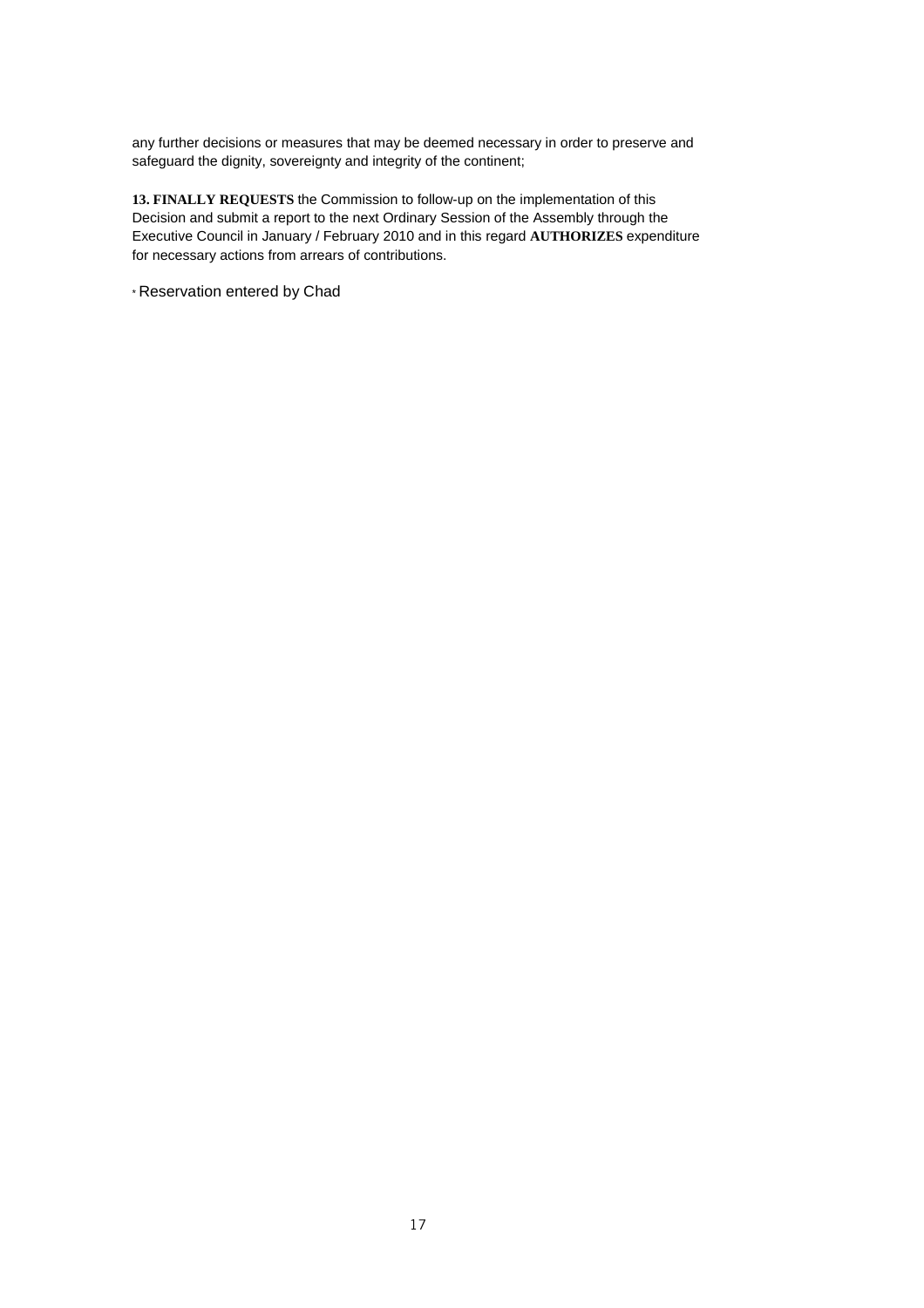any further decisions or measures that may be deemed necessary in order to preserve and safeguard the dignity, sovereignty and integrity of the continent;

**13. FINALLY REQUESTS** the Commission to follow-up on the implementation of this Decision and submit a report to the next Ordinary Session of the Assembly through the Executive Council in January / February 2010 and in this regard **AUTHORIZES** expenditure for necessary actions from arrears of contributions.

* Reservation entered by Chad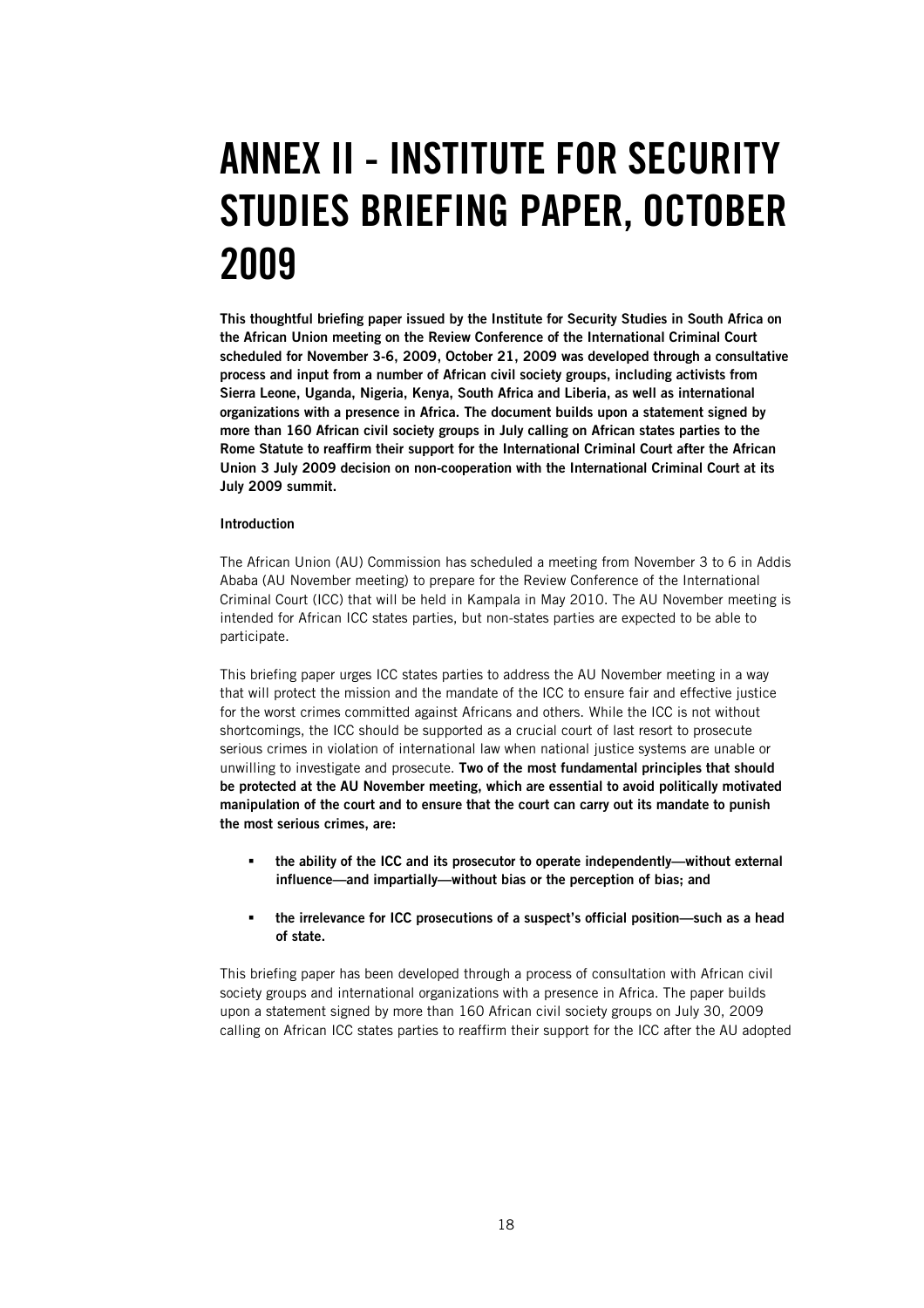# ANNEX II - INSTITUTE FOR SECURITY STUDIES BRIEFING PAPER, OCTOBER 2009

**This thoughtful briefing paper issued by the Institute for Security Studies in South Africa on the African Union meeting on the Review Conference of the International Criminal Court scheduled for November 3-6, 2009, October 21, 2009 was developed through a consultative process and input from a number of African civil society groups, including activists from Sierra Leone, Uganda, Nigeria, Kenya, South Africa and Liberia, as well as international organizations with a presence in Africa. The document builds upon a statement signed by more than 160 African civil society groups in July calling on African states parties to the Rome Statute to reaffirm their support for the International Criminal Court after the African Union 3 July 2009 decision on non-cooperation with the International Criminal Court at its July 2009 summit.**

**Introduction**

The African Union (AU) Commission has scheduled a meeting from November 3 to 6 in Addis Ababa (AU November meeting) to prepare for the Review Conference of the International Criminal Court (ICC) that will be held in Kampala in May 2010. The AU November meeting is intended for African ICC states parties, but non-states parties are expected to be able to participate.

This briefing paper urges ICC states parties to address the AU November meeting in a way that will protect the mission and the mandate of the ICC to ensure fair and effective justice for the worst crimes committed against Africans and others. While the ICC is not without shortcomings, the ICC should be supported as a crucial court of last resort to prosecute serious crimes in violation of international law when national justice systems are unable or unwilling to investigate and prosecute. **Two of the most fundamental principles that should be protected at the AU November meeting, which are essential to avoid politically motivated manipulation of the court and to ensure that the court can carry out its mandate to punish the most serious crimes, are:**

- **the ability of the ICC and its prosecutor to operate independently—without external influence—and impartially—without bias or the perception of bias; and**
- **the irrelevance for ICC prosecutions of a suspect's official position—such as a head of state.**

This briefing paper has been developed through a process of consultation with African civil society groups and international organizations with a presence in Africa. The paper builds upon a statement signed by more than 160 African civil society groups on July 30, 2009 calling on African ICC states parties to reaffirm their support for the ICC after the AU adopted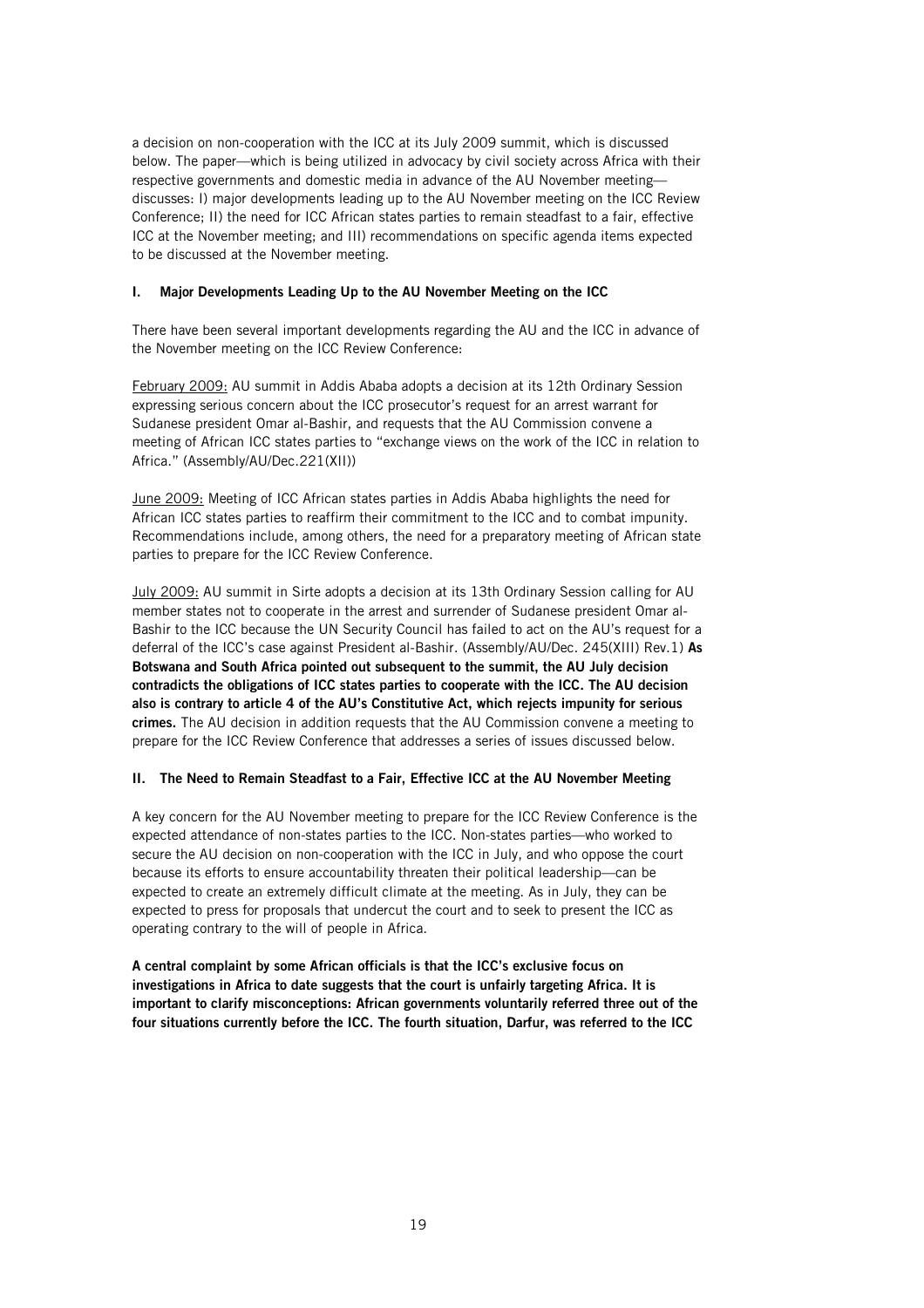a decision on non-cooperation with the ICC at its July 2009 summit, which is discussed below. The paper—which is being utilized in advocacy by civil society across Africa with their respective governments and domestic media in advance of the AU November meeting—discusses: I) major developments leading up to the AU November meeting on the ICC Review Conference; II) the need for ICC African states parties to remain steadfast to a fair, effective ICC at the November meeting; and III) recommendations on specific agenda items expected to be discussed at the November meeting.

### I. Major Developments Leading Up to the AU November Meeting on the ICC

There have been several important developments regarding the AU and the ICC in advance of the November meeting on the ICC Review Conference:

<u>February 2009:</u> AU summit in Addis Ababa adopts a decision at its 12th Ordinary Session expressing serious concern about the ICC prosecutor's request for an arrest warrant for Sudanese president Omar al-Bashir, and requests that the AU Commission convene a meeting of African ICC states parties to "exchange views on the work of the ICC in relation to Africa." (Assembly/AU/Dec.221(XII))

<u>June 2009:</u> Meeting of ICC African states parties in Addis Ababa highlights the need for African ICC states parties to reaffirm their commitment to the ICC and to combat impunity. Recommendations include, among others, the need for a preparatory meeting of African state parties to prepare for the ICC Review Conference.

<u>July 2009:</u> AU summit in Sirte adopts a decision at its 13th Ordinary Session calling for AU member states not to cooperate in the arrest and surrender of Sudanese president Omar al-Bashir to the ICC because the UN Security Council has failed to act on the AU's request for a deferral of the ICC's case against President al-Bashir. (Assembly/AU/Dec. 245(XIII) Rev.1) **As Botswana and South Africa pointed out subsequent to the summit, the AU July decision contradicts the obligations of ICC states parties to cooperate with the ICC. The AU decision also is contrary to article 4 of the AU's Constitutive Act, which rejects impunity for serious crimes.** The AU decision in addition requests that the AU Commission convene a meeting to prepare for the ICC Review Conference that addresses a series of issues discussed below.

### II. The Need to Remain Steadfast to a Fair, Effective ICC at the AU November Meeting

A key concern for the AU November meeting to prepare for the ICC Review Conference is the expected attendance of non-states parties to the ICC. Non-states parties—who worked to secure the AU decision on non-cooperation with the ICC in July, and who oppose the court because its efforts to ensure accountability threaten their political leadership—can be expected to create an extremely difficult climate at the meeting. As in July, they can be expected to press for proposals that undercut the court and to seek to present the ICC as operating contrary to the will of people in Africa.

**A central complaint by some African officials is that the ICC's exclusive focus on investigations in Africa to date suggests that the court is unfairly targeting Africa. It is important to clarify misconceptions: African governments voluntarily referred three out of the four situations currently before the ICC. The fourth situation, Darfur, was referred to the ICC**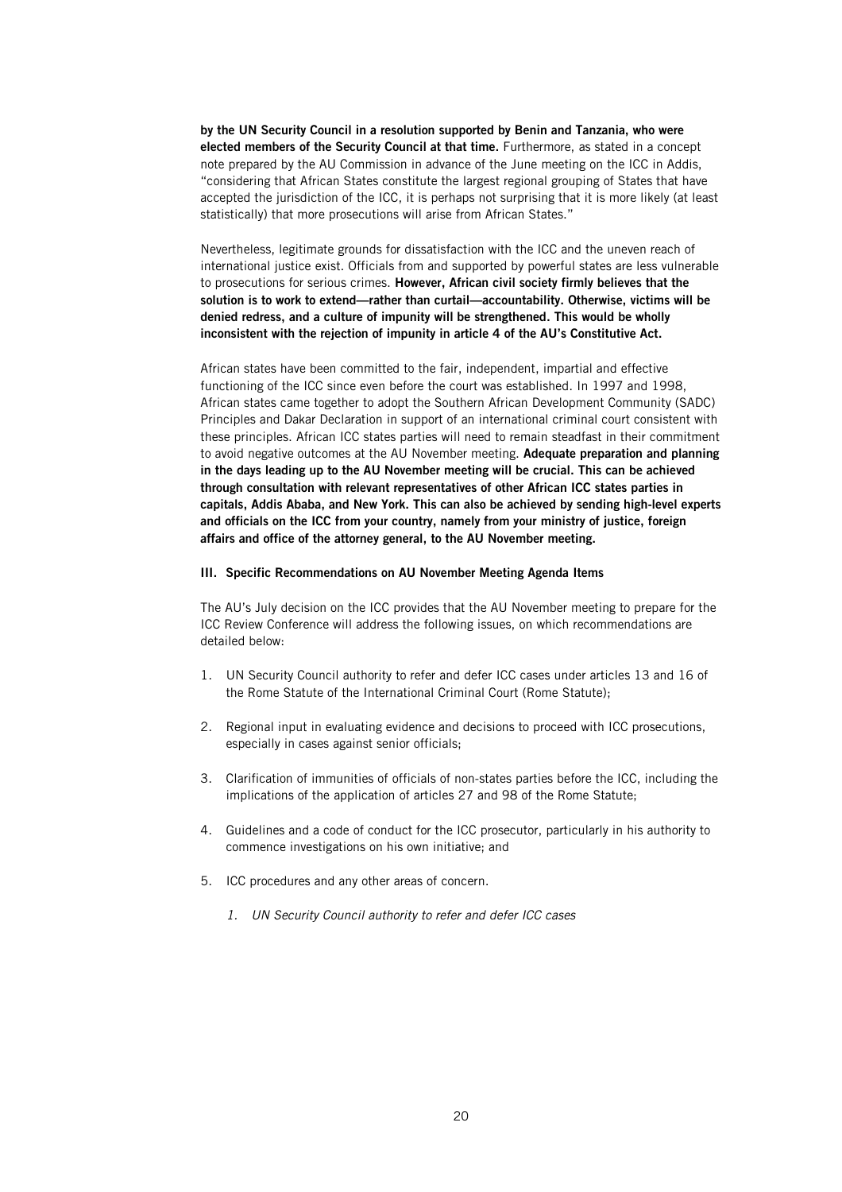**by the UN Security Council in a resolution supported by Benin and Tanzania, who were elected members of the Security Council at that time.** Furthermore, as stated in a concept note prepared by the AU Commission in advance of the June meeting on the ICC in Addis, "considering that African States constitute the largest regional grouping of States that have accepted the jurisdiction of the ICC, it is perhaps not surprising that it is more likely (at least statistically) that more prosecutions will arise from African States."

Nevertheless, legitimate grounds for dissatisfaction with the ICC and the uneven reach of international justice exist. Officials from and supported by powerful states are less vulnerable to prosecutions for serious crimes. **However, African civil society firmly believes that the solution is to work to extend—rather than curtail—accountability. Otherwise, victims will be denied redress, and a culture of impunity will be strengthened. This would be wholly inconsistent with the rejection of impunity in article 4 of the AU's Constitutive Act.**

African states have been committed to the fair, independent, impartial and effective functioning of the ICC since even before the court was established. In 1997 and 1998, African states came together to adopt the Southern African Development Community (SADC) Principles and Dakar Declaration in support of an international criminal court consistent with these principles. African ICC states parties will need to remain steadfast in their commitment to avoid negative outcomes at the AU November meeting. **Adequate preparation and planning in the days leading up to the AU November meeting will be crucial. This can be achieved through consultation with relevant representatives of other African ICC states parties in capitals, Addis Ababa, and New York. This can also be achieved by sending high-level experts and officials on the ICC from your country, namely from your ministry of justice, foreign affairs and office of the attorney general, to the AU November meeting.**

### III. Specific Recommendations on AU November Meeting Agenda Items

The AU's July decision on the ICC provides that the AU November meeting to prepare for the ICC Review Conference will address the following issues, on which recommendations are detailed below:

1. UN Security Council authority to refer and defer ICC cases under articles 13 and 16 of the Rome Statute of the International Criminal Court (Rome Statute);

2. Regional input in evaluating evidence and decisions to proceed with ICC prosecutions, especially in cases against senior officials;

3. Clarification of immunities of officials of non-states parties before the ICC, including the implications of the application of articles 27 and 98 of the Rome Statute;

4. Guidelines and a code of conduct for the ICC prosecutor, particularly in his authority to commence investigations on his own initiative; and

5. ICC procedures and any other areas of concern.

#### *1. UN Security Council authority to refer and defer ICC cases*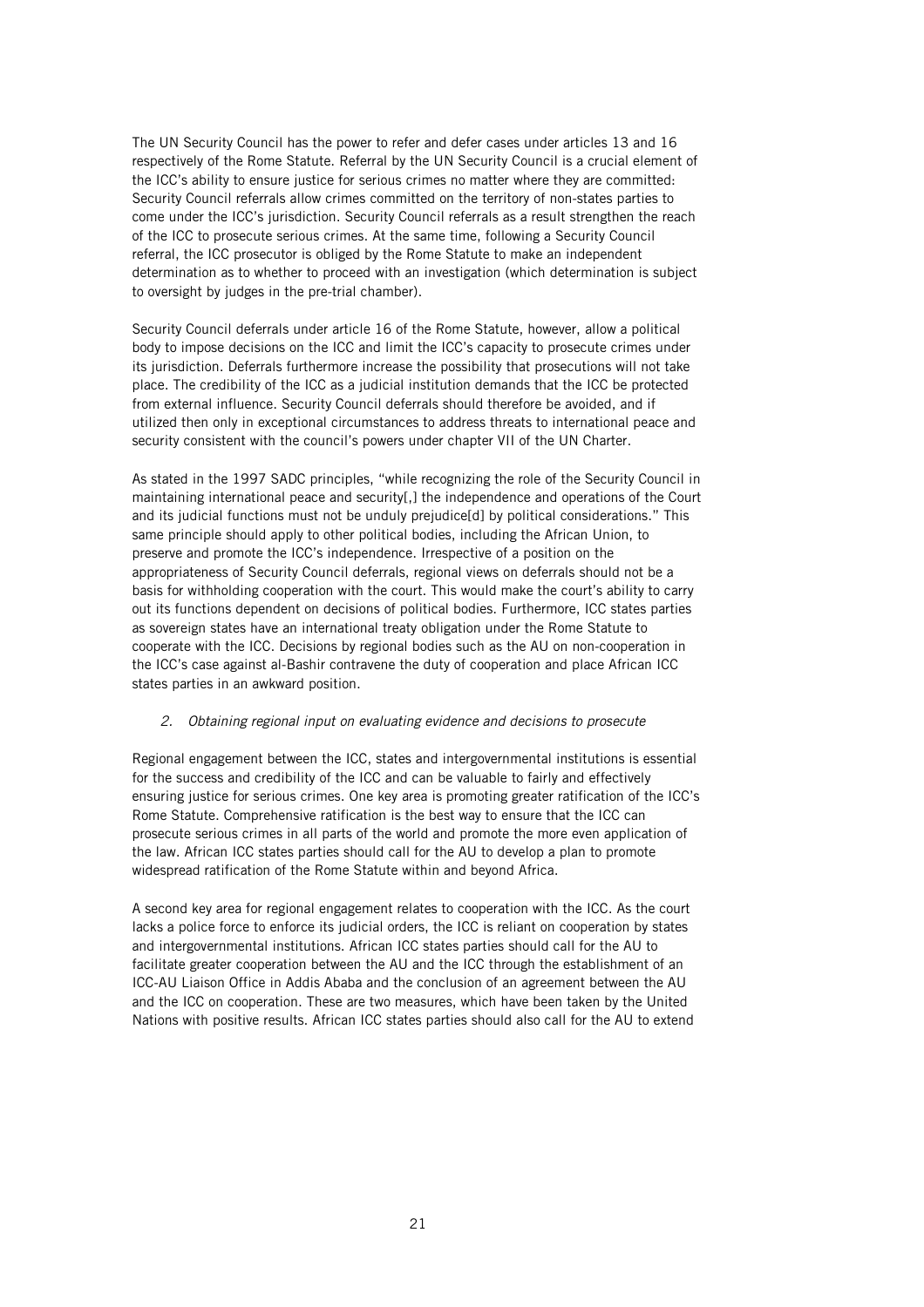The UN Security Council has the power to refer and defer cases under articles 13 and 16 respectively of the Rome Statute. Referral by the UN Security Council is a crucial element of the ICC's ability to ensure justice for serious crimes no matter where they are committed: Security Council referrals allow crimes committed on the territory of non-states parties to come under the ICC's jurisdiction. Security Council referrals as a result strengthen the reach of the ICC to prosecute serious crimes. At the same time, following a Security Council referral, the ICC prosecutor is obliged by the Rome Statute to make an independent determination as to whether to proceed with an investigation (which determination is subject to oversight by judges in the pre-trial chamber).

Security Council deferrals under article 16 of the Rome Statute, however, allow a political body to impose decisions on the ICC and limit the ICC's capacity to prosecute crimes under its jurisdiction. Deferrals furthermore increase the possibility that prosecutions will not take place. The credibility of the ICC as a judicial institution demands that the ICC be protected from external influence. Security Council deferrals should therefore be avoided, and if utilized then only in exceptional circumstances to address threats to international peace and security consistent with the council's powers under chapter VII of the UN Charter.

As stated in the 1997 SADC principles, "while recognizing the role of the Security Council in maintaining international peace and security[,] the independence and operations of the Court and its judicial functions must not be unduly prejudice[d] by political considerations." This same principle should apply to other political bodies, including the African Union, to preserve and promote the ICC's independence. Irrespective of a position on the appropriateness of Security Council deferrals, regional views on deferrals should not be a basis for withholding cooperation with the court. This would make the court's ability to carry out its functions dependent on decisions of political bodies. Furthermore, ICC states parties as sovereign states have an international treaty obligation under the Rome Statute to cooperate with the ICC. Decisions by regional bodies such as the AU on non-cooperation in the ICC's case against al-Bashir contravene the duty of cooperation and place African ICC states parties in an awkward position.

*2. Obtaining regional input on evaluating evidence and decisions to prosecute*

Regional engagement between the ICC, states and intergovernmental institutions is essential for the success and credibility of the ICC and can be valuable to fairly and effectively ensuring justice for serious crimes. One key area is promoting greater ratification of the ICC's Rome Statute. Comprehensive ratification is the best way to ensure that the ICC can prosecute serious crimes in all parts of the world and promote the more even application of the law. African ICC states parties should call for the AU to develop a plan to promote widespread ratification of the Rome Statute within and beyond Africa.

A second key area for regional engagement relates to cooperation with the ICC. As the court lacks a police force to enforce its judicial orders, the ICC is reliant on cooperation by states and intergovernmental institutions. African ICC states parties should call for the AU to facilitate greater cooperation between the AU and the ICC through the establishment of an ICC-AU Liaison Office in Addis Ababa and the conclusion of an agreement between the AU and the ICC on cooperation. These are two measures, which have been taken by the United Nations with positive results. African ICC states parties should also call for the AU to extend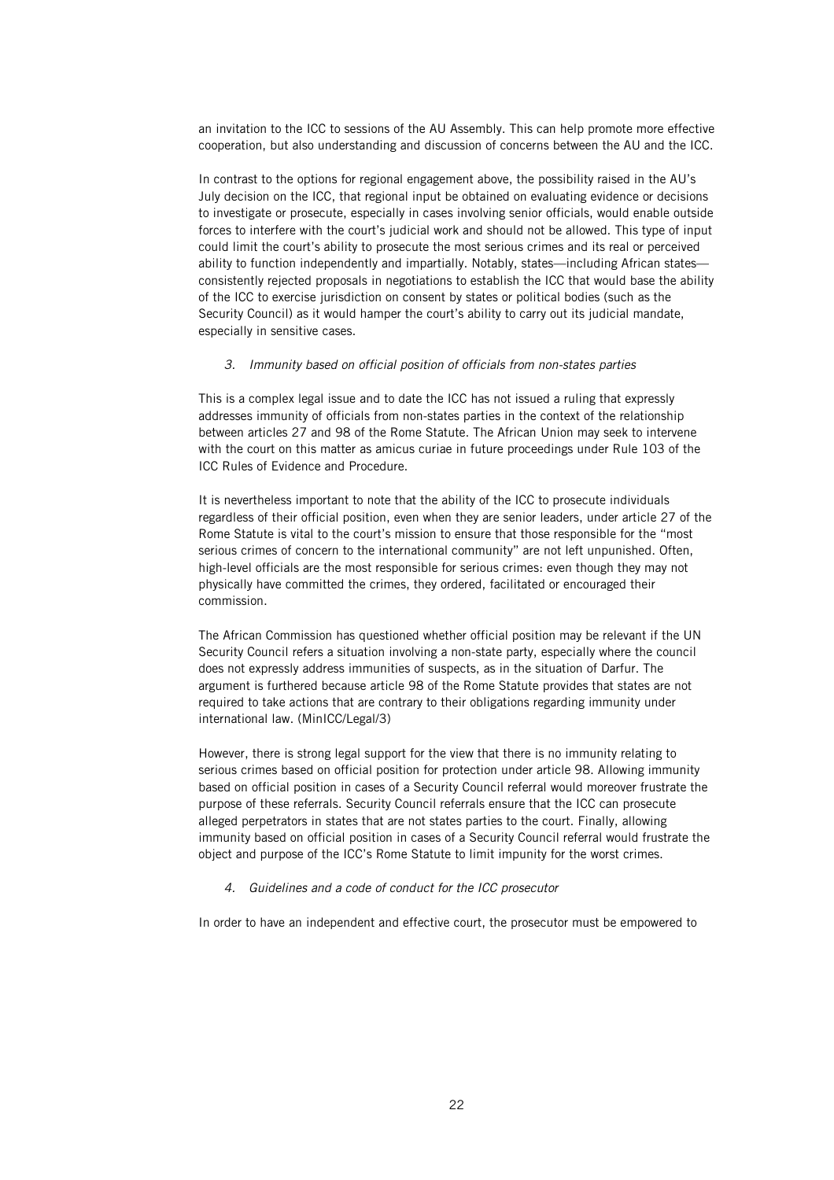an invitation to the ICC to sessions of the AU Assembly. This can help promote more effective cooperation, but also understanding and discussion of concerns between the AU and the ICC.

In contrast to the options for regional engagement above, the possibility raised in the AU's July decision on the ICC, that regional input be obtained on evaluating evidence or decisions to investigate or prosecute, especially in cases involving senior officials, would enable outside forces to interfere with the court's judicial work and should not be allowed. This type of input could limit the court's ability to prosecute the most serious crimes and its real or perceived ability to function independently and impartially. Notably, states—including African states—consistently rejected proposals in negotiations to establish the ICC that would base the ability of the ICC to exercise jurisdiction on consent by states or political bodies (such as the Security Council) as it would hamper the court's ability to carry out its judicial mandate, especially in sensitive cases.

*3. Immunity based on official position of officials from non-states parties*

This is a complex legal issue and to date the ICC has not issued a ruling that expressly addresses immunity of officials from non-states parties in the context of the relationship between articles 27 and 98 of the Rome Statute. The African Union may seek to intervene with the court on this matter as amicus curiae in future proceedings under Rule 103 of the ICC Rules of Evidence and Procedure.

It is nevertheless important to note that the ability of the ICC to prosecute individuals regardless of their official position, even when they are senior leaders, under article 27 of the Rome Statute is vital to the court's mission to ensure that those responsible for the "most serious crimes of concern to the international community" are not left unpunished. Often, high-level officials are the most responsible for serious crimes: even though they may not physically have committed the crimes, they ordered, facilitated or encouraged their commission.

The African Commission has questioned whether official position may be relevant if the UN Security Council refers a situation involving a non-state party, especially where the council does not expressly address immunities of suspects, as in the situation of Darfur. The argument is furthered because article 98 of the Rome Statute provides that states are not required to take actions that are contrary to their obligations regarding immunity under international law. (MinICC/Legal/3)

However, there is strong legal support for the view that there is no immunity relating to serious crimes based on official position for protection under article 98. Allowing immunity based on official position in cases of a Security Council referral would moreover frustrate the purpose of these referrals. Security Council referrals ensure that the ICC can prosecute alleged perpetrators in states that are not states parties to the court. Finally, allowing immunity based on official position in cases of a Security Council referral would frustrate the object and purpose of the ICC's Rome Statute to limit impunity for the worst crimes.

*4. Guidelines and a code of conduct for the ICC prosecutor*

In order to have an independent and effective court, the prosecutor must be empowered to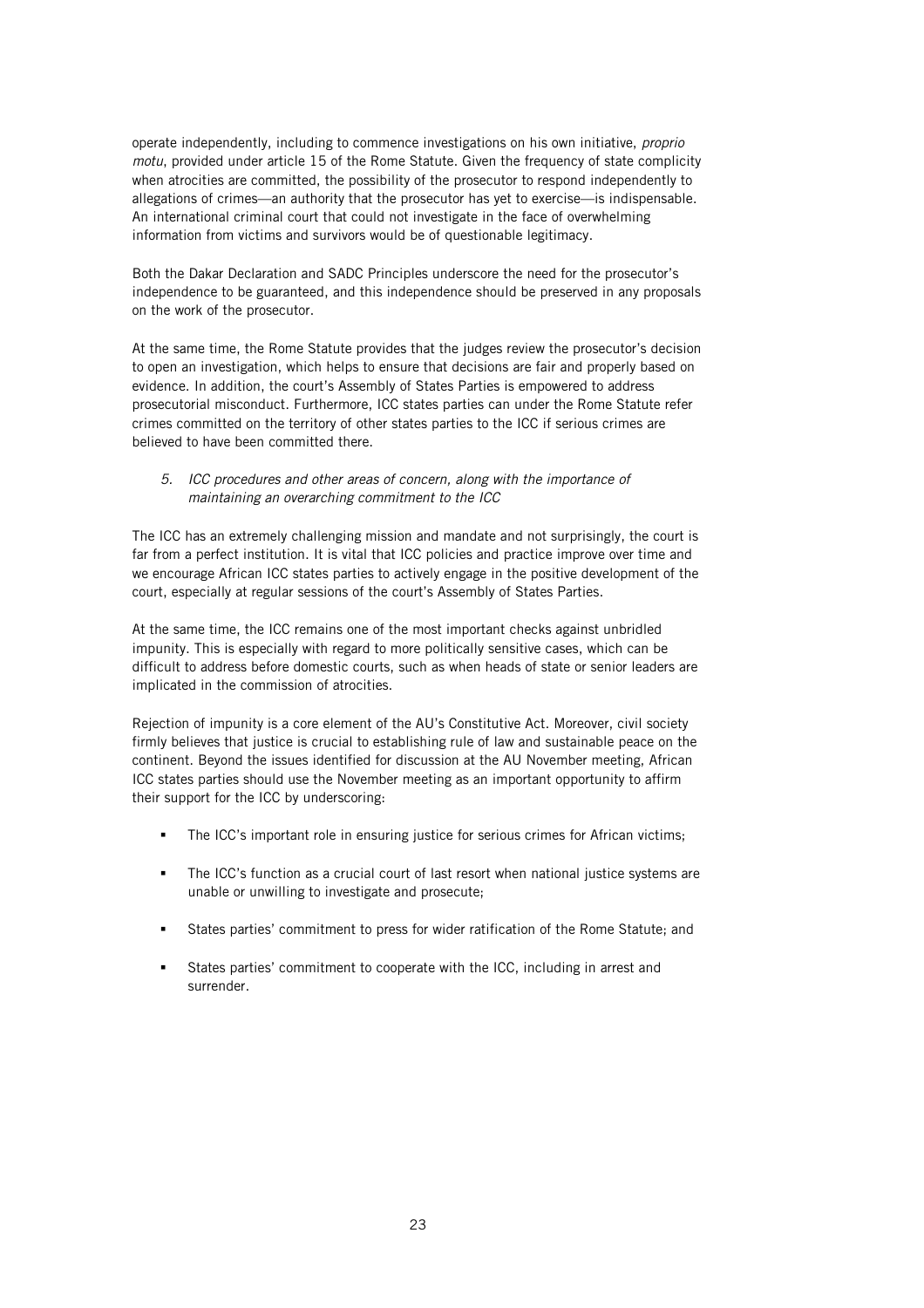operate independently, including to commence investigations on his own initiative, *proprio motu*, provided under article 15 of the Rome Statute. Given the frequency of state complicity when atrocities are committed, the possibility of the prosecutor to respond independently to allegations of crimes—an authority that the prosecutor has yet to exercise—is indispensable. An international criminal court that could not investigate in the face of overwhelming information from victims and survivors would be of questionable legitimacy.

Both the Dakar Declaration and SADC Principles underscore the need for the prosecutor's independence to be guaranteed, and this independence should be preserved in any proposals on the work of the prosecutor.

At the same time, the Rome Statute provides that the judges review the prosecutor's decision to open an investigation, which helps to ensure that decisions are fair and properly based on evidence. In addition, the court's Assembly of States Parties is empowered to address prosecutorial misconduct. Furthermore, ICC states parties can under the Rome Statute refer crimes committed on the territory of other states parties to the ICC if serious crimes are believed to have been committed there.

### *5. ICC procedures and other areas of concern, along with the importance of maintaining an overarching commitment to the ICC*

The ICC has an extremely challenging mission and mandate and not surprisingly, the court is far from a perfect institution. It is vital that ICC policies and practice improve over time and we encourage African ICC states parties to actively engage in the positive development of the court, especially at regular sessions of the court's Assembly of States Parties.

At the same time, the ICC remains one of the most important checks against unbridled impunity. This is especially with regard to more politically sensitive cases, which can be difficult to address before domestic courts, such as when heads of state or senior leaders are implicated in the commission of atrocities.

Rejection of impunity is a core element of the AU's Constitutive Act. Moreover, civil society firmly believes that justice is crucial to establishing rule of law and sustainable peace on the continent. Beyond the issues identified for discussion at the AU November meeting, African ICC states parties should use the November meeting as an important opportunity to affirm their support for the ICC by underscoring:

- The ICC's important role in ensuring justice for serious crimes for African victims;
- The ICC's function as a crucial court of last resort when national justice systems are unable or unwilling to investigate and prosecute;
- States parties' commitment to press for wider ratification of the Rome Statute; and
- States parties' commitment to cooperate with the ICC, including in arrest and surrender.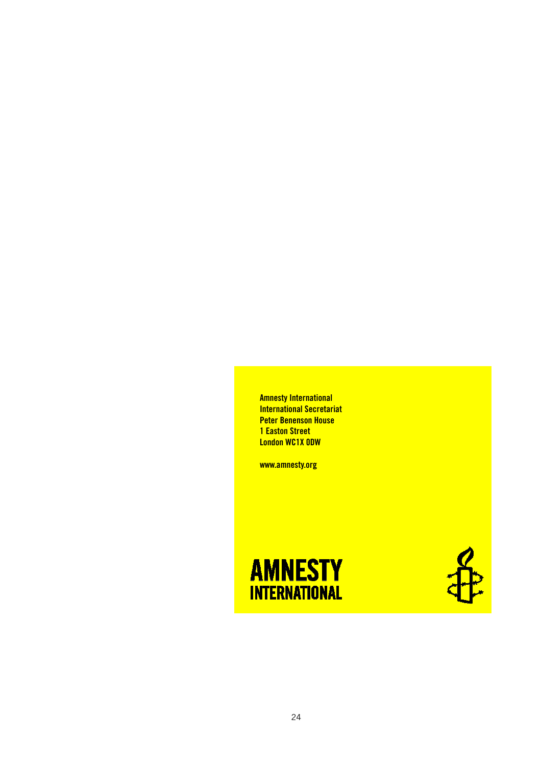Amnesty International
International Secretariat
Peter Benenson House
1 Easton Street
London WC1X 0DW

www.amnesty.org

AMNESTY
INTERNATIONAL